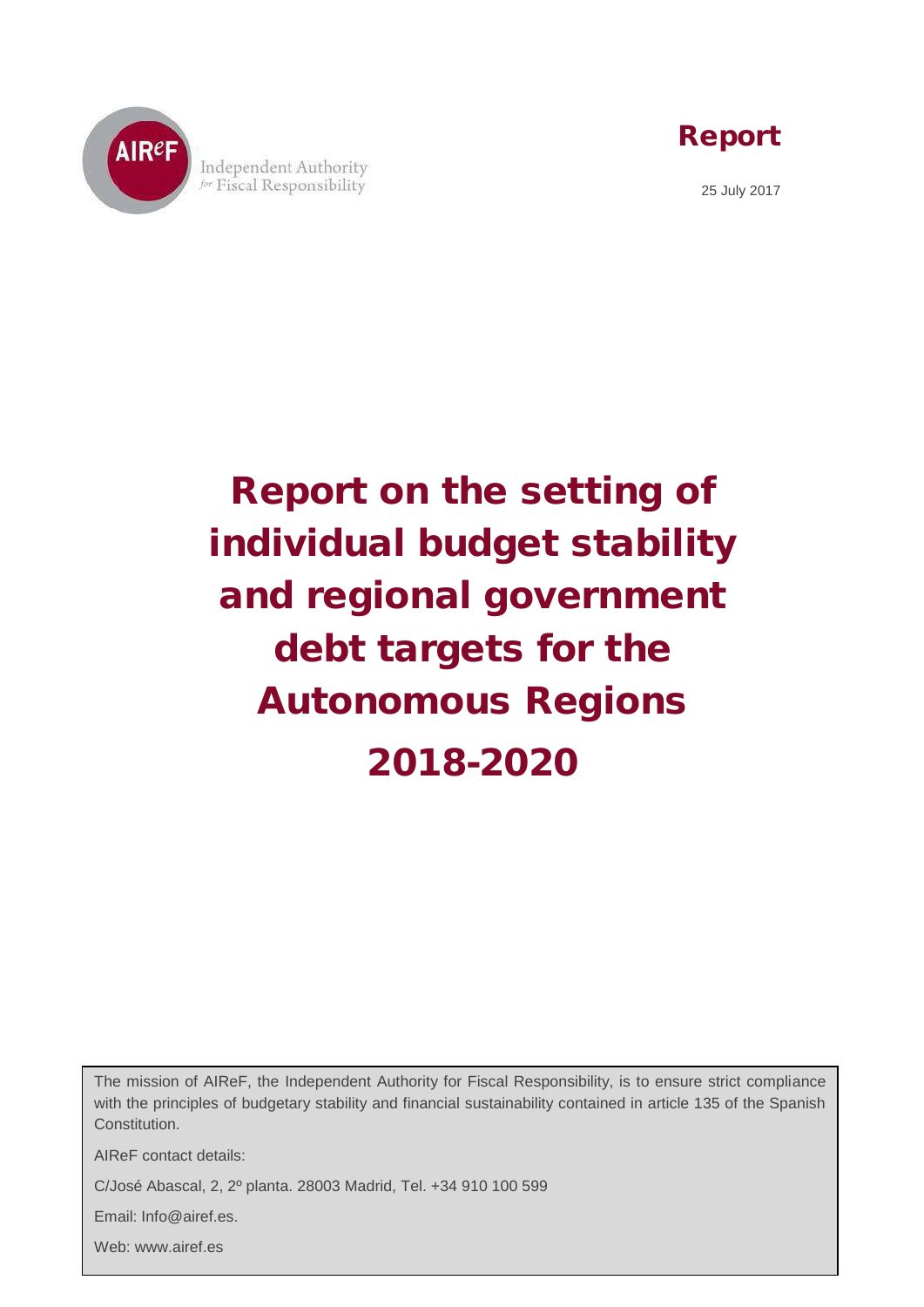AIReF

Independent Authority for Fiscal Responsibility

**Report**

25 July 2017

# Report on the setting of individual budget stability and regional government debt targets for the Autonomous Regions 2018-2020

The mission of AIReF, the Independent Authority for Fiscal Responsibility, is to ensure strict compliance with the principles of budgetary stability and financial sustainability contained in article 135 of the Spanish Constitution.

AIReF contact details:

C/José Abascal, 2, 2º planta. 28003 Madrid, Tel. +34 910 100 599

Email: Info@airef.es.

Web: www.airef.es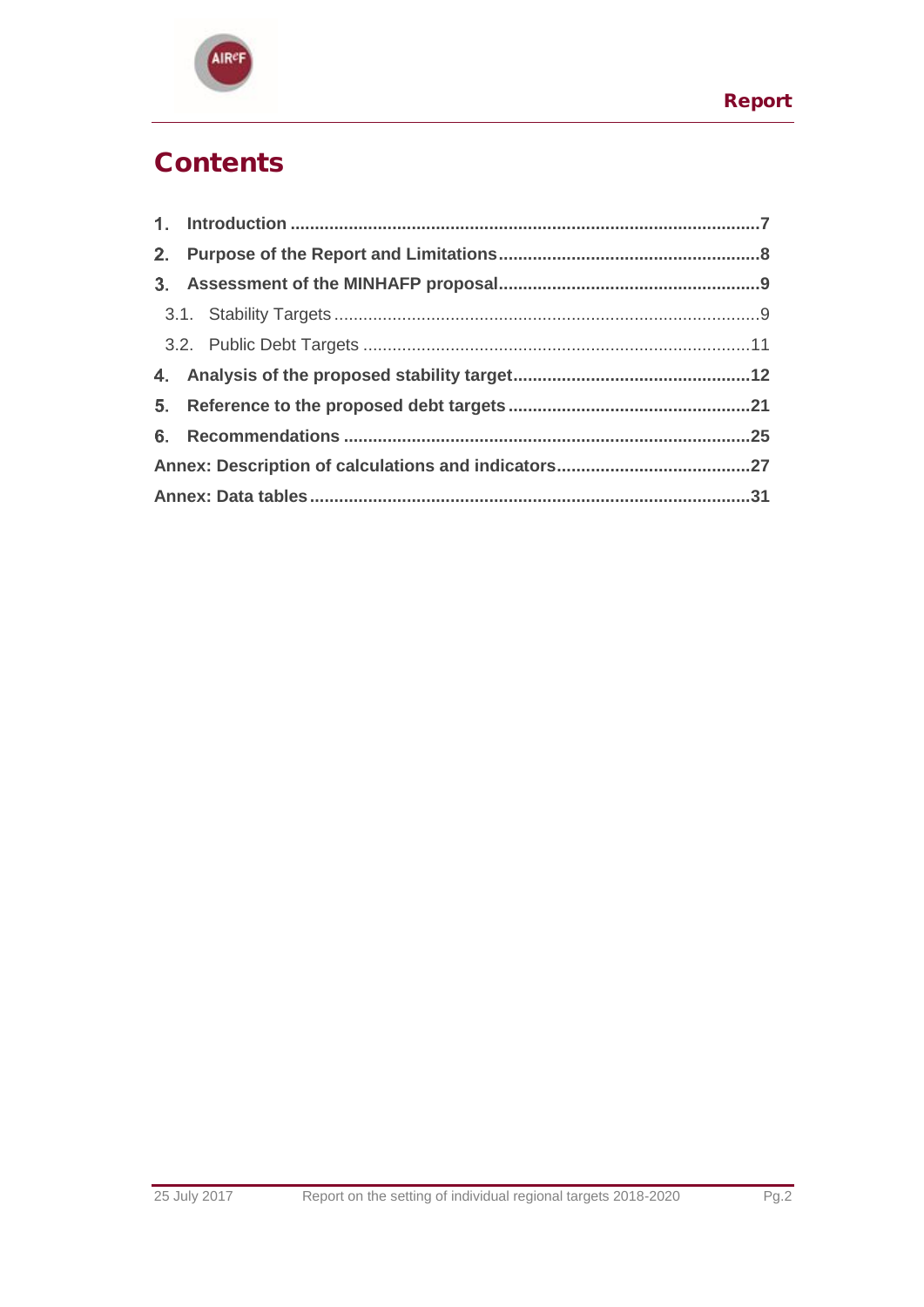# Contents

1. **Introduction** ......................................................................................7
2. **Purpose of the Report and Limitations** ...............................................8
3. **Assessment of the MINHAFP proposal** ...............................................9
   - 3.1. Stability Targets ...........................................................................9
   - 3.2. Public Debt Targets .......................................................................11
4. **Analysis of the proposed stability target** ...........................................12
5. **Reference to the proposed debt targets** ............................................21
6. **Recommendations** ...........................................................................25

**Annex: Description of calculations and indicators** ..................................27

**Annex: Data tables** ..............................................................................31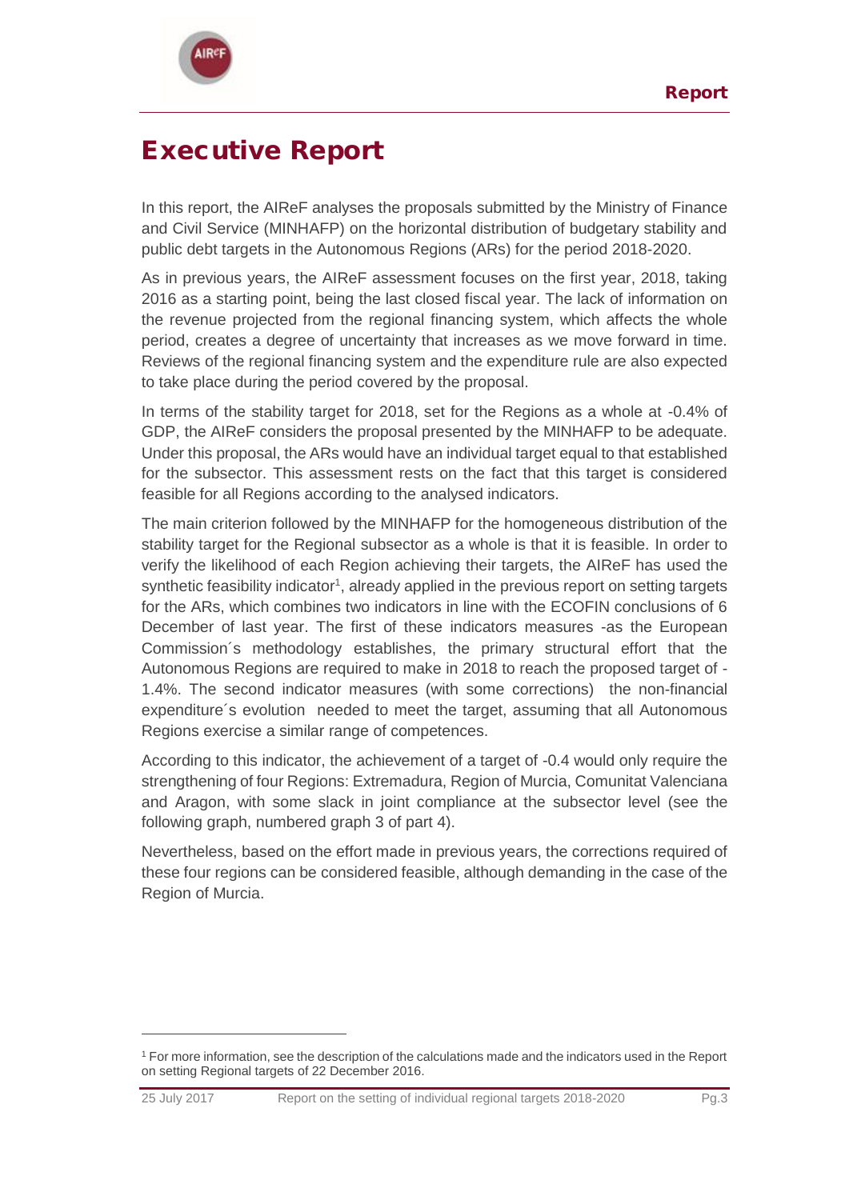# Executive Report

In this report, the AIReF analyses the proposals submitted by the Ministry of Finance and Civil Service (MINHAFP) on the horizontal distribution of budgetary stability and public debt targets in the Autonomous Regions (ARs) for the period 2018-2020.

As in previous years, the AIReF assessment focuses on the first year, 2018, taking 2016 as a starting point, being the last closed fiscal year. The lack of information on the revenue projected from the regional financing system, which affects the whole period, creates a degree of uncertainty that increases as we move forward in time. Reviews of the regional financing system and the expenditure rule are also expected to take place during the period covered by the proposal.

In terms of the stability target for 2018, set for the Regions as a whole at -0.4% of GDP, the AIReF considers the proposal presented by the MINHAFP to be adequate. Under this proposal, the ARs would have an individual target equal to that established for the subsector. This assessment rests on the fact that this target is considered feasible for all Regions according to the analysed indicators.

The main criterion followed by the MINHAFP for the homogeneous distribution of the stability target for the Regional subsector as a whole is that it is feasible. In order to verify the likelihood of each Region achieving their targets, the AIReF has used the synthetic feasibility indicator[1], already applied in the previous report on setting targets for the ARs, which combines two indicators in line with the ECOFIN conclusions of 6 December of last year. The first of these indicators measures -as the European Commission´s methodology establishes, the primary structural effort that the Autonomous Regions are required to make in 2018 to reach the proposed target of -1.4%. The second indicator measures (with some corrections) the non-financial expenditure´s evolution needed to meet the target, assuming that all Autonomous Regions exercise a similar range of competences.

According to this indicator, the achievement of a target of -0.4 would only require the strengthening of four Regions: Extremadura, Region of Murcia, Comunitat Valenciana and Aragon, with some slack in joint compliance at the subsector level (see the following graph, numbered graph 3 of part 4).

Nevertheless, based on the effort made in previous years, the corrections required of these four regions can be considered feasible, although demanding in the case of the Region of Murcia.

[1] For more information, see the description of the calculations made and the indicators used in the Report on setting Regional targets of 22 December 2016.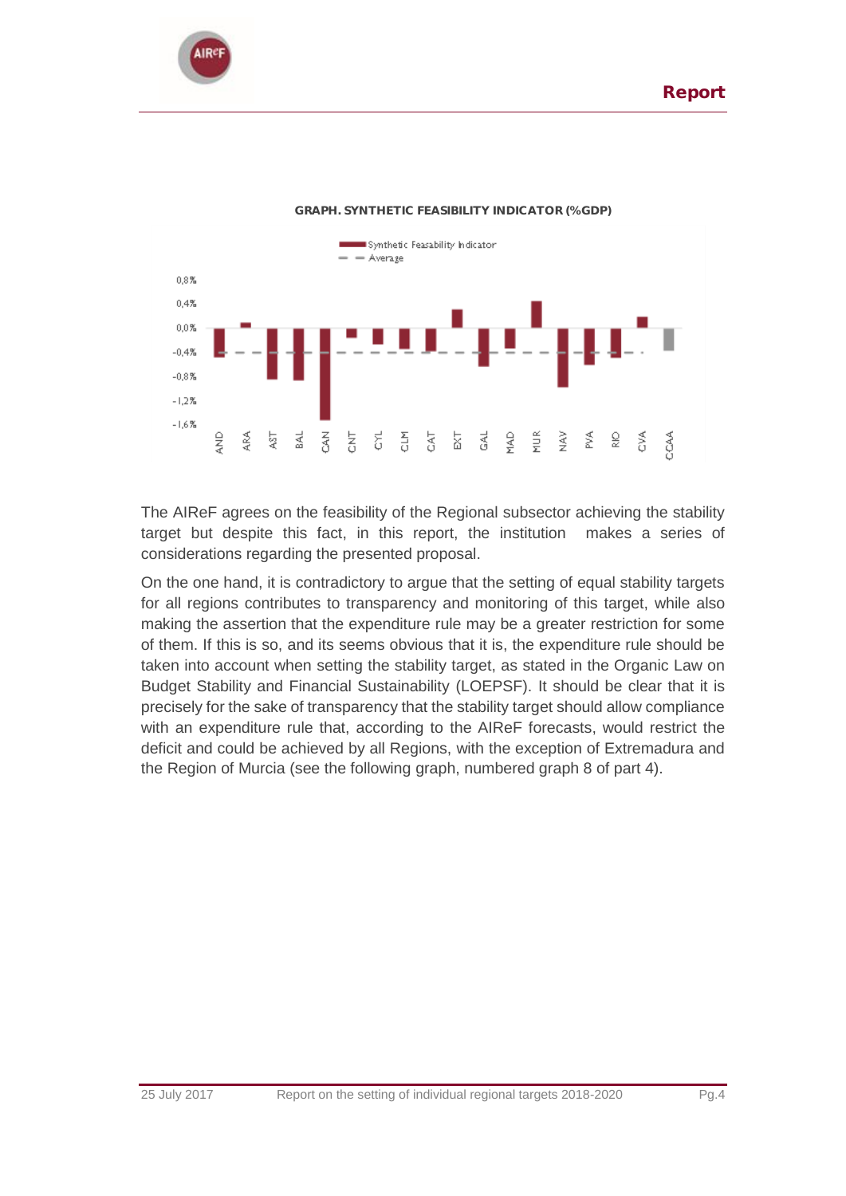**GRAPH. SYNTHETIC FEASIBILITY INDICATOR (%GDP)**

The AIReF agrees on the feasibility of the Regional subsector achieving the stability target but despite this fact, in this report, the institution makes a series of considerations regarding the presented proposal.

On the one hand, it is contradictory to argue that the setting of equal stability targets for all regions contributes to transparency and monitoring of this target, while also making the assertion that the expenditure rule may be a greater restriction for some of them. If this is so, and its seems obvious that it is, the expenditure rule should be taken into account when setting the stability target, as stated in the Organic Law on Budget Stability and Financial Sustainability (LOEPSF). It should be clear that it is precisely for the sake of transparency that the stability target should allow compliance with an expenditure rule that, according to the AIReF forecasts, would restrict the deficit and could be achieved by all Regions, with the exception of Extremadura and the Region of Murcia (see the following graph, numbered graph 8 of part 4).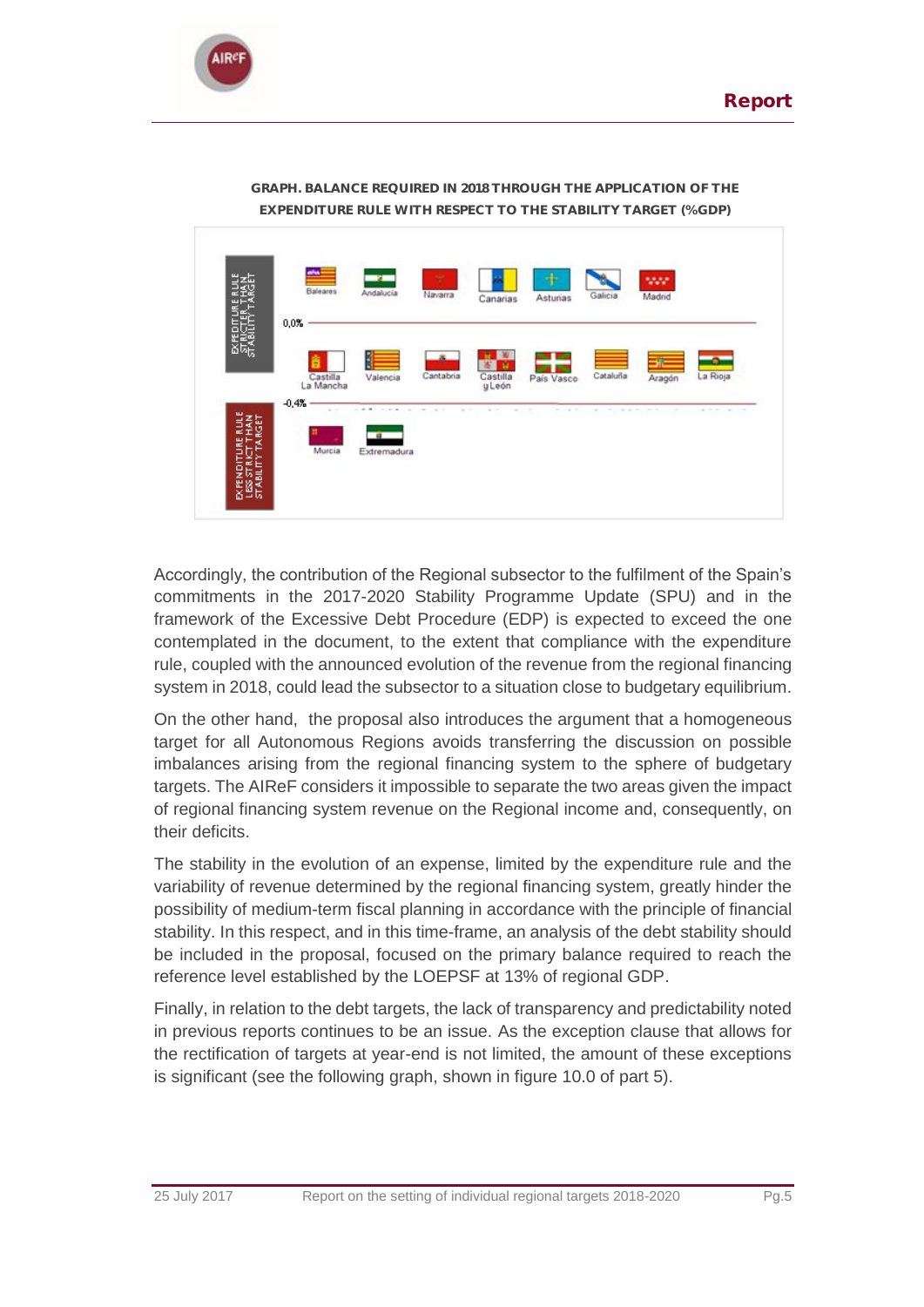**GRAPH. BALANCE REQUIRED IN 2018 THROUGH THE APPLICATION OF THE EXPENDITURE RULE WITH RESPECT TO THE STABILITY TARGET (%GDP)**

EXPEDITURE RULE STRICTER THAN STABILITY TARGET

Baleares, Andalucía, Navarra, Canarias, Asturias, Galicia, Madrid

0,0%

Castilla La Mancha, Valencia, Cantabria, Castilla y León, País Vasco, Cataluña, Aragón, La Rioja

-0,4%

EXPENDITURE RULE LESS STRICT THAN STABILITY TARGET

Murcia, Extremadura

Accordingly, the contribution of the Regional subsector to the fulfilment of the Spain's commitments in the 2017-2020 Stability Programme Update (SPU) and in the framework of the Excessive Debt Procedure (EDP) is expected to exceed the one contemplated in the document, to the extent that compliance with the expenditure rule, coupled with the announced evolution of the revenue from the regional financing system in 2018, could lead the subsector to a situation close to budgetary equilibrium.

On the other hand, the proposal also introduces the argument that a homogeneous target for all Autonomous Regions avoids transferring the discussion on possible imbalances arising from the regional financing system to the sphere of budgetary targets. The AIReF considers it impossible to separate the two areas given the impact of regional financing system revenue on the Regional income and, consequently, on their deficits.

The stability in the evolution of an expense, limited by the expenditure rule and the variability of revenue determined by the regional financing system, greatly hinder the possibility of medium-term fiscal planning in accordance with the principle of financial stability. In this respect, and in this time-frame, an analysis of the debt stability should be included in the proposal, focused on the primary balance required to reach the reference level established by the LOEPSF at 13% of regional GDP.

Finally, in relation to the debt targets, the lack of transparency and predictability noted in previous reports continues to be an issue. As the exception clause that allows for the rectification of targets at year-end is not limited, the amount of these exceptions is significant (see the following graph, shown in figure 10.0 of part 5).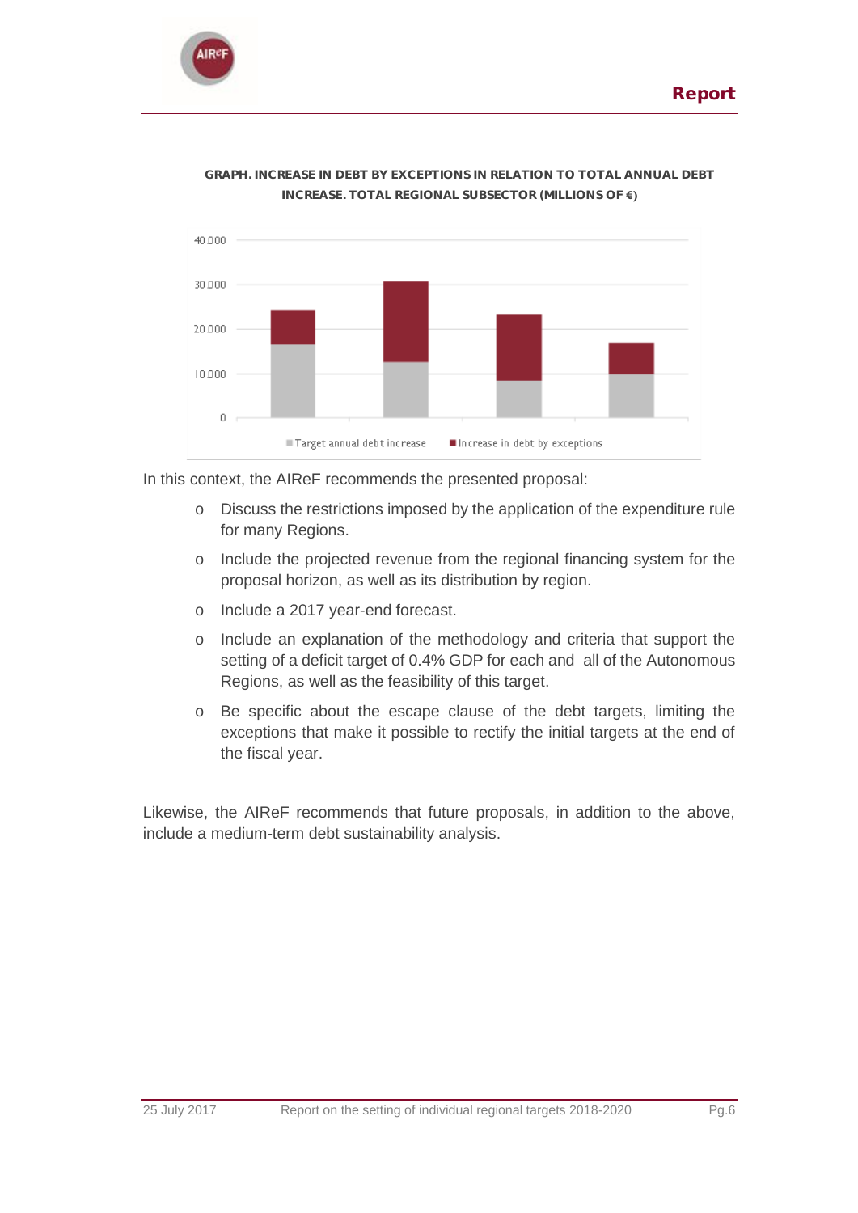**GRAPH. INCREASE IN DEBT BY EXCEPTIONS IN RELATION TO TOTAL ANNUAL DEBT INCREASE. TOTAL REGIONAL SUBSECTOR (MILLIONS OF €)**

In this context, the AIReF recommends the presented proposal:

- Discuss the restrictions imposed by the application of the expenditure rule for many Regions.
- Include the projected revenue from the regional financing system for the proposal horizon, as well as its distribution by region.
- Include a 2017 year-end forecast.
- Include an explanation of the methodology and criteria that support the setting of a deficit target of 0.4% GDP for each and all of the Autonomous Regions, as well as the feasibility of this target.
- Be specific about the escape clause of the debt targets, limiting the exceptions that make it possible to rectify the initial targets at the end of the fiscal year.

Likewise, the AIReF recommends that future proposals, in addition to the above, include a medium-term debt sustainability analysis.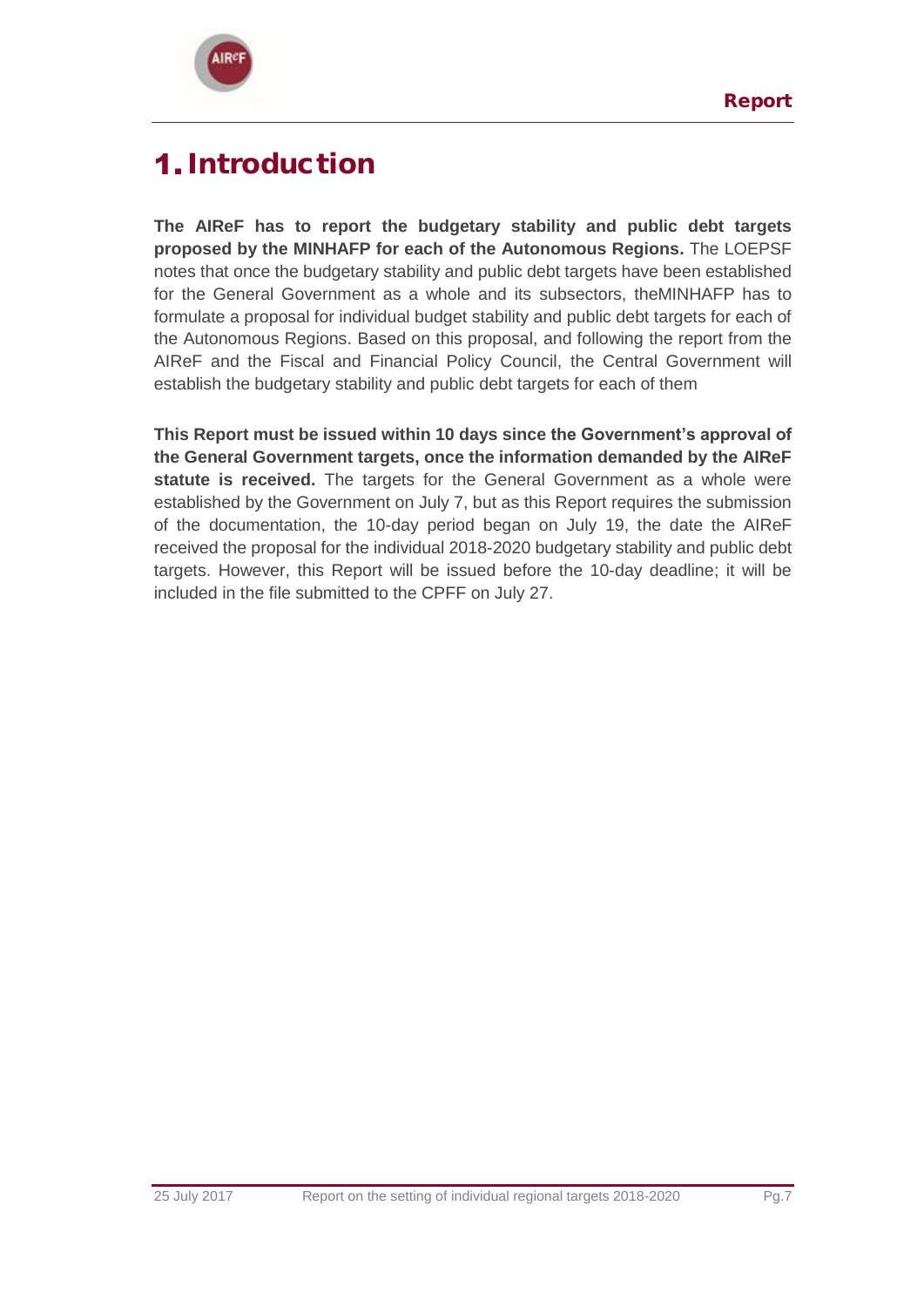# 1. Introduction

**The AIReF has to report the budgetary stability and public debt targets proposed by the MINHAFP for each of the Autonomous Regions.** The LOEPSF notes that once the budgetary stability and public debt targets have been established for the General Government as a whole and its subsectors, theMINHAFP has to formulate a proposal for individual budget stability and public debt targets for each of the Autonomous Regions. Based on this proposal, and following the report from the AIReF and the Fiscal and Financial Policy Council, the Central Government will establish the budgetary stability and public debt targets for each of them

**This Report must be issued within 10 days since the Government's approval of the General Government targets, once the information demanded by the AIReF statute is received.** The targets for the General Government as a whole were established by the Government on July 7, but as this Report requires the submission of the documentation, the 10-day period began on July 19, the date the AIReF received the proposal for the individual 2018-2020 budgetary stability and public debt targets. However, this Report will be issued before the 10-day deadline; it will be included in the file submitted to the CPFF on July 27.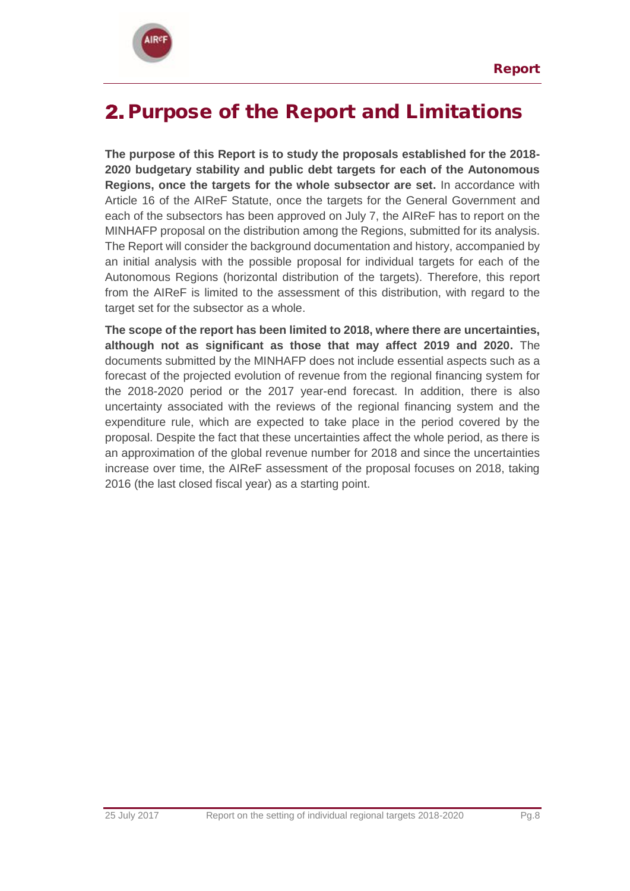# 2. Purpose of the Report and Limitations

**The purpose of this Report is to study the proposals established for the 2018-2020 budgetary stability and public debt targets for each of the Autonomous Regions, once the targets for the whole subsector are set.** In accordance with Article 16 of the AIReF Statute, once the targets for the General Government and each of the subsectors has been approved on July 7, the AIReF has to report on the MINHAFP proposal on the distribution among the Regions, submitted for its analysis. The Report will consider the background documentation and history, accompanied by an initial analysis with the possible proposal for individual targets for each of the Autonomous Regions (horizontal distribution of the targets). Therefore, this report from the AIReF is limited to the assessment of this distribution, with regard to the target set for the subsector as a whole.

**The scope of the report has been limited to 2018, where there are uncertainties, although not as significant as those that may affect 2019 and 2020.** The documents submitted by the MINHAFP does not include essential aspects such as a forecast of the projected evolution of revenue from the regional financing system for the 2018-2020 period or the 2017 year-end forecast. In addition, there is also uncertainty associated with the reviews of the regional financing system and the expenditure rule, which are expected to take place in the period covered by the proposal. Despite the fact that these uncertainties affect the whole period, as there is an approximation of the global revenue number for 2018 and since the uncertainties increase over time, the AIReF assessment of the proposal focuses on 2018, taking 2016 (the last closed fiscal year) as a starting point.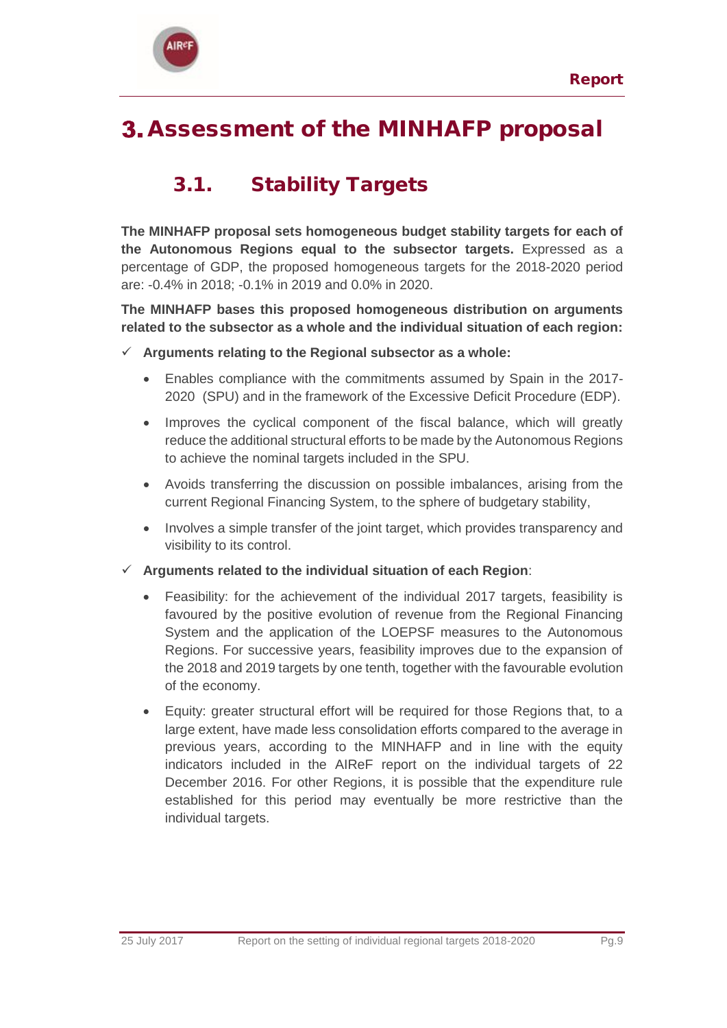# 3. Assessment of the MINHAFP proposal

## 3.1. Stability Targets

**The MINHAFP proposal sets homogeneous budget stability targets for each of the Autonomous Regions equal to the subsector targets.** Expressed as a percentage of GDP, the proposed homogeneous targets for the 2018-2020 period are: -0.4% in 2018; -0.1% in 2019 and 0.0% in 2020.

**The MINHAFP bases this proposed homogeneous distribution on arguments related to the subsector as a whole and the individual situation of each region:**

- ✓ **Arguments relating to the Regional subsector as a whole:**
  - Enables compliance with the commitments assumed by Spain in the 2017-2020 (SPU) and in the framework of the Excessive Deficit Procedure (EDP).
  - Improves the cyclical component of the fiscal balance, which will greatly reduce the additional structural efforts to be made by the Autonomous Regions to achieve the nominal targets included in the SPU.
  - Avoids transferring the discussion on possible imbalances, arising from the current Regional Financing System, to the sphere of budgetary stability,
  - Involves a simple transfer of the joint target, which provides transparency and visibility to its control.
- ✓ **Arguments related to the individual situation of each Region**:
  - Feasibility: for the achievement of the individual 2017 targets, feasibility is favoured by the positive evolution of revenue from the Regional Financing System and the application of the LOEPSF measures to the Autonomous Regions. For successive years, feasibility improves due to the expansion of the 2018 and 2019 targets by one tenth, together with the favourable evolution of the economy.
  - Equity: greater structural effort will be required for those Regions that, to a large extent, have made less consolidation efforts compared to the average in previous years, according to the MINHAFP and in line with the equity indicators included in the AIReF report on the individual targets of 22 December 2016. For other Regions, it is possible that the expenditure rule established for this period may eventually be more restrictive than the individual targets.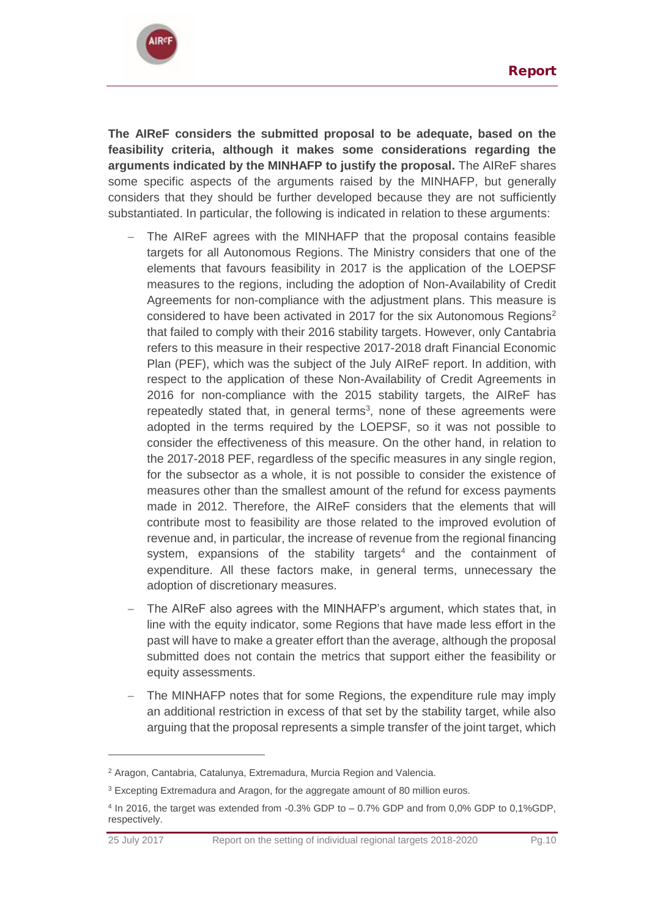**The AIReF considers the submitted proposal to be adequate, based on the feasibility criteria, although it makes some considerations regarding the arguments indicated by the MINHAFP to justify the proposal.** The AIReF shares some specific aspects of the arguments raised by the MINHAFP, but generally considers that they should be further developed because they are not sufficiently substantiated. In particular, the following is indicated in relation to these arguments:

- The AIReF agrees with the MINHAFP that the proposal contains feasible targets for all Autonomous Regions. The Ministry considers that one of the elements that favours feasibility in 2017 is the application of the LOEPSF measures to the regions, including the adoption of Non-Availability of Credit Agreements for non-compliance with the adjustment plans. This measure is considered to have been activated in 2017 for the six Autonomous Regions[2] that failed to comply with their 2016 stability targets. However, only Cantabria refers to this measure in their respective 2017-2018 draft Financial Economic Plan (PEF), which was the subject of the July AIReF report. In addition, with respect to the application of these Non-Availability of Credit Agreements in 2016 for non-compliance with the 2015 stability targets, the AIReF has repeatedly stated that, in general terms[3], none of these agreements were adopted in the terms required by the LOEPSF, so it was not possible to consider the effectiveness of this measure. On the other hand, in relation to the 2017-2018 PEF, regardless of the specific measures in any single region, for the subsector as a whole, it is not possible to consider the existence of measures other than the smallest amount of the refund for excess payments made in 2012. Therefore, the AIReF considers that the elements that will contribute most to feasibility are those related to the improved evolution of revenue and, in particular, the increase of revenue from the regional financing system, expansions of the stability targets[4] and the containment of expenditure. All these factors make, in general terms, unnecessary the adoption of discretionary measures.
- The AIReF also agrees with the MINHAFP's argument, which states that, in line with the equity indicator, some Regions that have made less effort in the past will have to make a greater effort than the average, although the proposal submitted does not contain the metrics that support either the feasibility or equity assessments.
- The MINHAFP notes that for some Regions, the expenditure rule may imply an additional restriction in excess of that set by the stability target, while also arguing that the proposal represents a simple transfer of the joint target, which

---

[2] Aragon, Cantabria, Catalunya, Extremadura, Murcia Region and Valencia.

[3] Excepting Extremadura and Aragon, for the aggregate amount of 80 million euros.

[4] In 2016, the target was extended from -0.3% GDP to – 0.7% GDP and from 0,0% GDP to 0,1%GDP, respectively.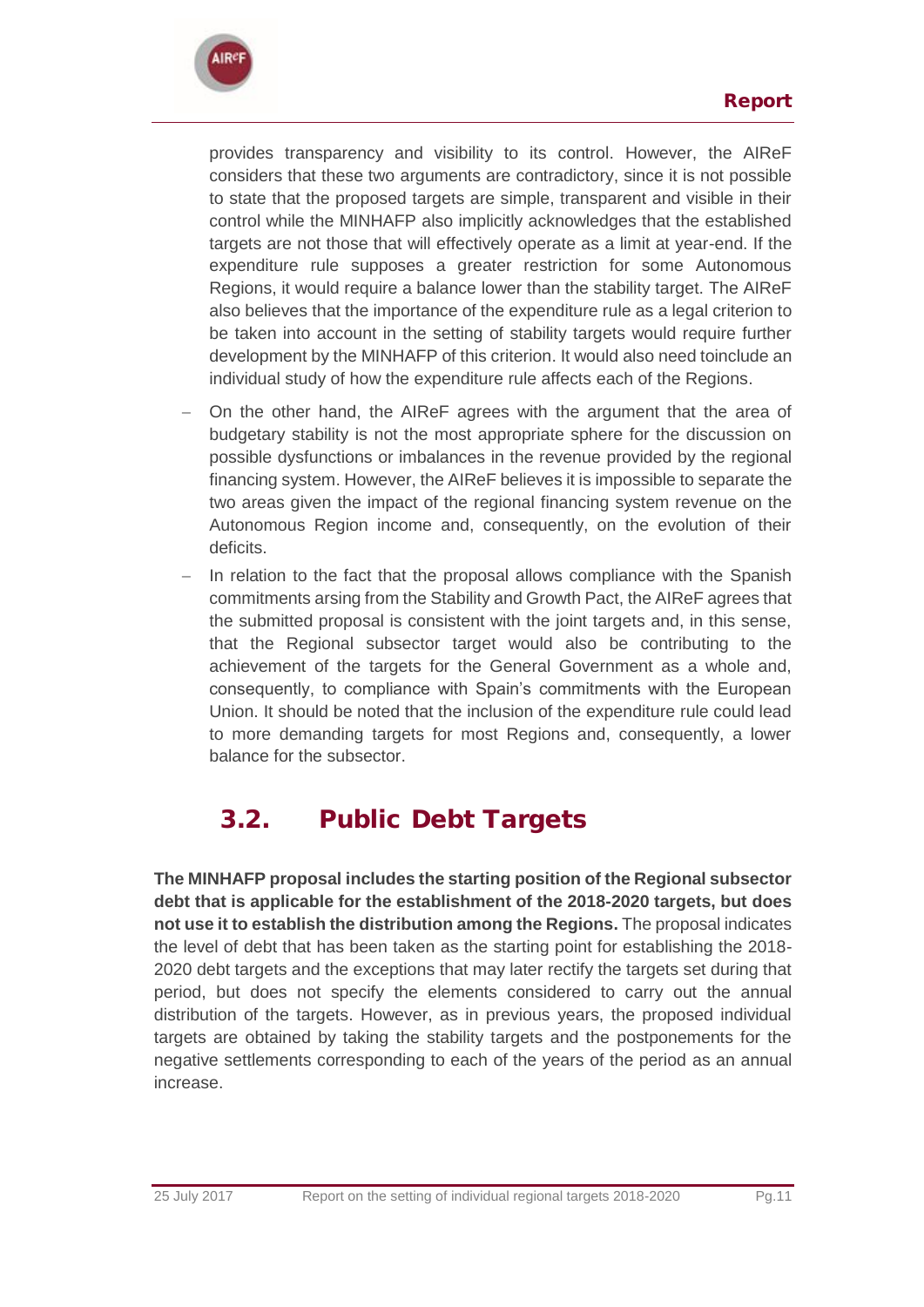provides transparency and visibility to its control. However, the AIReF considers that these two arguments are contradictory, since it is not possible to state that the proposed targets are simple, transparent and visible in their control while the MINHAFP also implicitly acknowledges that the established targets are not those that will effectively operate as a limit at year-end. If the expenditure rule supposes a greater restriction for some Autonomous Regions, it would require a balance lower than the stability target. The AIReF also believes that the importance of the expenditure rule as a legal criterion to be taken into account in the setting of stability targets would require further development by the MINHAFP of this criterion. It would also need toinclude an individual study of how the expenditure rule affects each of the Regions.

- On the other hand, the AIReF agrees with the argument that the area of budgetary stability is not the most appropriate sphere for the discussion on possible dysfunctions or imbalances in the revenue provided by the regional financing system. However, the AIReF believes it is impossible to separate the two areas given the impact of the regional financing system revenue on the Autonomous Region income and, consequently, on the evolution of their deficits.
- In relation to the fact that the proposal allows compliance with the Spanish commitments arsing from the Stability and Growth Pact, the AIReF agrees that the submitted proposal is consistent with the joint targets and, in this sense, that the Regional subsector target would also be contributing to the achievement of the targets for the General Government as a whole and, consequently, to compliance with Spain's commitments with the European Union. It should be noted that the inclusion of the expenditure rule could lead to more demanding targets for most Regions and, consequently, a lower balance for the subsector.

## 3.2. Public Debt Targets

**The MINHAFP proposal includes the starting position of the Regional subsector debt that is applicable for the establishment of the 2018-2020 targets, but does not use it to establish the distribution among the Regions.** The proposal indicates the level of debt that has been taken as the starting point for establishing the 2018-2020 debt targets and the exceptions that may later rectify the targets set during that period, but does not specify the elements considered to carry out the annual distribution of the targets. However, as in previous years, the proposed individual targets are obtained by taking the stability targets and the postponements for the negative settlements corresponding to each of the years of the period as an annual increase.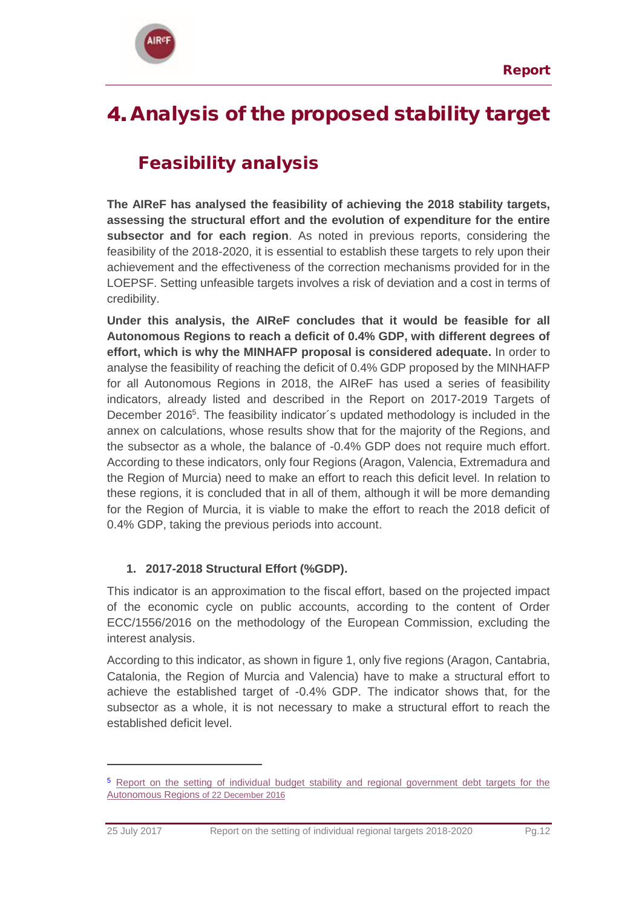# 4. Analysis of the proposed stability target

## Feasibility analysis

**The AIReF has analysed the feasibility of achieving the 2018 stability targets, assessing the structural effort and the evolution of expenditure for the entire subsector and for each region**. As noted in previous reports, considering the feasibility of the 2018-2020, it is essential to establish these targets to rely upon their achievement and the effectiveness of the correction mechanisms provided for in the LOEPSF. Setting unfeasible targets involves a risk of deviation and a cost in terms of credibility.

**Under this analysis, the AIReF concludes that it would be feasible for all Autonomous Regions to reach a deficit of 0.4% GDP, with different degrees of effort, which is why the MINHAFP proposal is considered adequate.** In order to analyse the feasibility of reaching the deficit of 0.4% GDP proposed by the MINHAFP for all Autonomous Regions in 2018, the AIReF has used a series of feasibility indicators, already listed and described in the Report on 2017-2019 Targets of December 2016[5]. The feasibility indicator´s updated methodology is included in the annex on calculations, whose results show that for the majority of the Regions, and the subsector as a whole, the balance of -0.4% GDP does not require much effort. According to these indicators, only four Regions (Aragon, Valencia, Extremadura and the Region of Murcia) need to make an effort to reach this deficit level. In relation to these regions, it is concluded that in all of them, although it will be more demanding for the Region of Murcia, it is viable to make the effort to reach the 2018 deficit of 0.4% GDP, taking the previous periods into account.

1. **2017-2018 Structural Effort (%GDP).**

This indicator is an approximation to the fiscal effort, based on the projected impact of the economic cycle on public accounts, according to the content of Order ECC/1556/2016 on the methodology of the European Commission, excluding the interest analysis.

According to this indicator, as shown in figure 1, only five regions (Aragon, Cantabria, Catalonia, the Region of Murcia and Valencia) have to make a structural effort to achieve the established target of -0.4% GDP. The indicator shows that, for the subsector as a whole, it is not necessary to make a structural effort to reach the established deficit level.

---

[5] Report on the setting of individual budget stability and regional government debt targets for the Autonomous Regions of 22 December 2016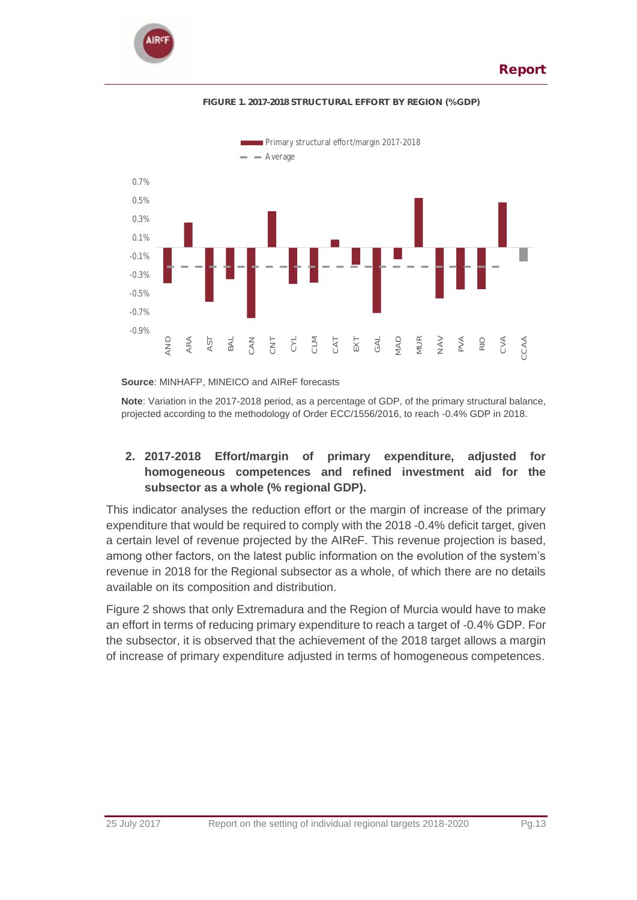**FIGURE 1. 2017-2018 STRUCTURAL EFFORT BY REGION (%GDP)**

**Source**: MINHAFP, MINEICO and AIReF forecasts

**Note**: Variation in the 2017-2018 period, as a percentage of GDP, of the primary structural balance, projected according to the methodology of Order ECC/1556/2016, to reach -0.4% GDP in 2018.

## 2. 2017-2018 Effort/margin of primary expenditure, adjusted for homogeneous competences and refined investment aid for the subsector as a whole (% regional GDP).

This indicator analyses the reduction effort or the margin of increase of the primary expenditure that would be required to comply with the 2018 -0.4% deficit target, given a certain level of revenue projected by the AIReF. This revenue projection is based, among other factors, on the latest public information on the evolution of the system's revenue in 2018 for the Regional subsector as a whole, of which there are no details available on its composition and distribution.

Figure 2 shows that only Extremadura and the Region of Murcia would have to make an effort in terms of reducing primary expenditure to reach a target of -0.4% GDP. For the subsector, it is observed that the achievement of the 2018 target allows a margin of increase of primary expenditure adjusted in terms of homogeneous competences.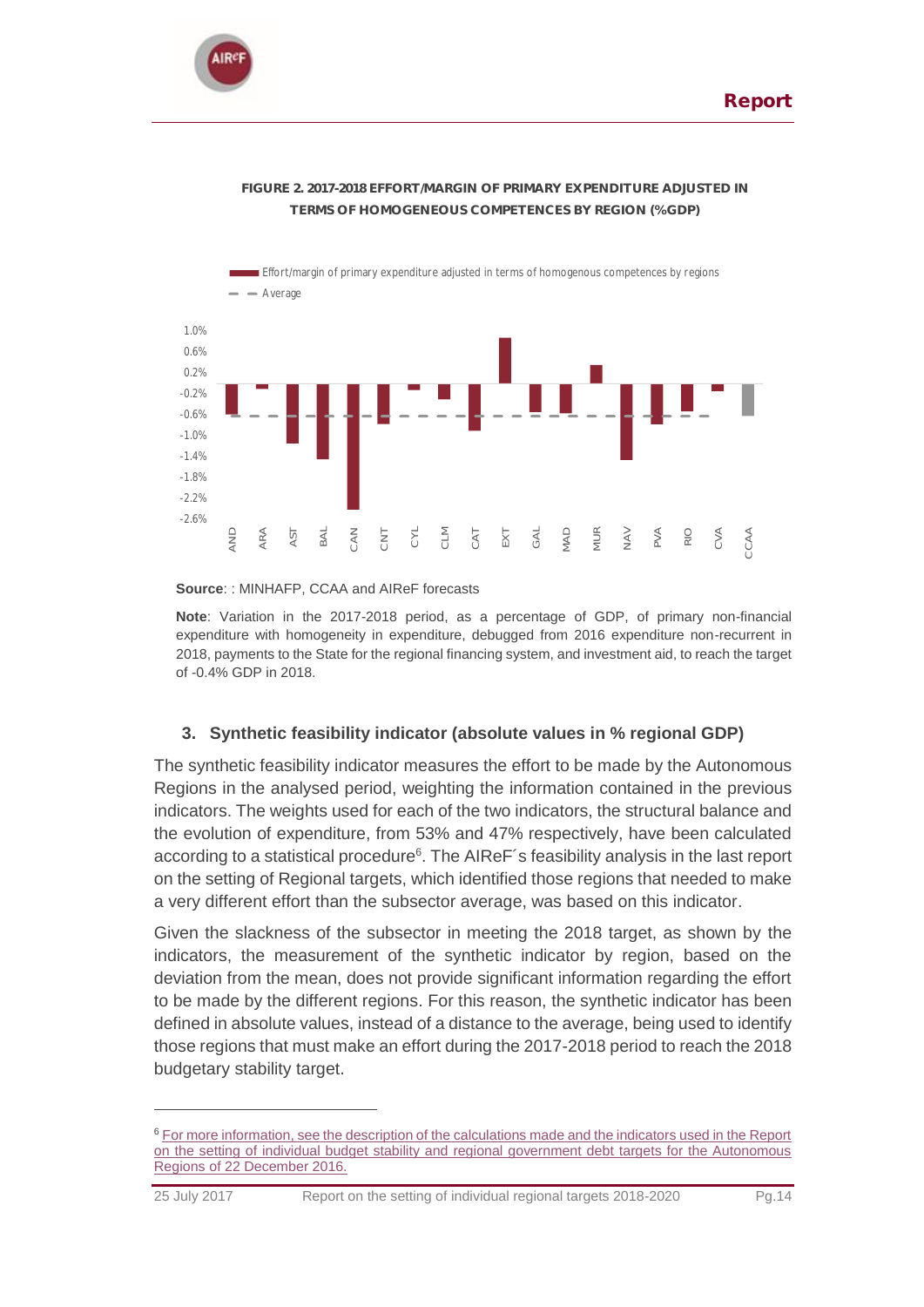**FIGURE 2. 2017-2018 EFFORT/MARGIN OF PRIMARY EXPENDITURE ADJUSTED IN TERMS OF HOMOGENEOUS COMPETENCES BY REGION (%GDP)**

**Source**: : MINHAFP, CCAA and AIReF forecasts

**Note**: Variation in the 2017-2018 period, as a percentage of GDP, of primary non-financial expenditure with homogeneity in expenditure, debugged from 2016 expenditure non-recurrent in 2018, payments to the State for the regional financing system, and investment aid, to reach the target of -0.4% GDP in 2018.

### 3. Synthetic feasibility indicator (absolute values in % regional GDP)

The synthetic feasibility indicator measures the effort to be made by the Autonomous Regions in the analysed period, weighting the information contained in the previous indicators. The weights used for each of the two indicators, the structural balance and the evolution of expenditure, from 53% and 47% respectively, have been calculated according to a statistical procedure[6]. The AIReF´s feasibility analysis in the last report on the setting of Regional targets, which identified those regions that needed to make a very different effort than the subsector average, was based on this indicator.

Given the slackness of the subsector in meeting the 2018 target, as shown by the indicators, the measurement of the synthetic indicator by region, based on the deviation from the mean, does not provide significant information regarding the effort to be made by the different regions. For this reason, the synthetic indicator has been defined in absolute values, instead of a distance to the average, being used to identify those regions that must make an effort during the 2017-2018 period to reach the 2018 budgetary stability target.

[6] For more information, see the description of the calculations made and the indicators used in the Report on the setting of individual budget stability and regional government debt targets for the Autonomous Regions of 22 December 2016.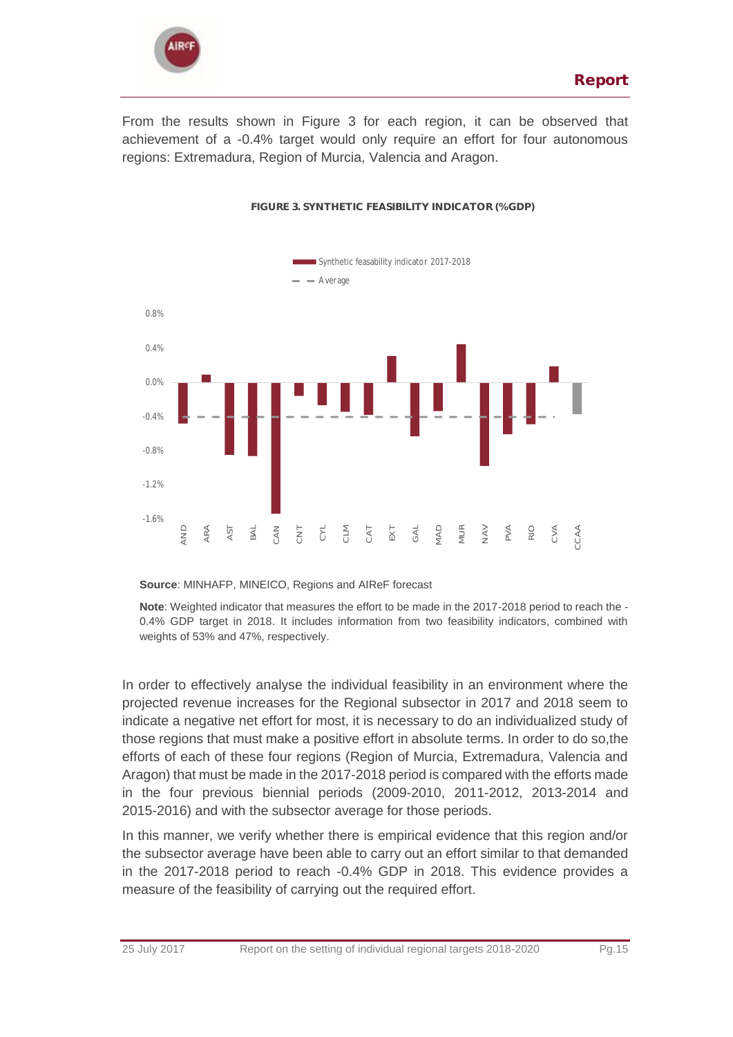From the results shown in Figure 3 for each region, it can be observed that achievement of a -0.4% target would only require an effort for four autonomous regions: Extremadura, Region of Murcia, Valencia and Aragon.

**FIGURE 3. SYNTHETIC FEASIBILITY INDICATOR (%GDP)**

**Source**: MINHAFP, MINEICO, Regions and AIReF forecast

**Note**: Weighted indicator that measures the effort to be made in the 2017-2018 period to reach the -0.4% GDP target in 2018. It includes information from two feasibility indicators, combined with weights of 53% and 47%, respectively.

In order to effectively analyse the individual feasibility in an environment where the projected revenue increases for the Regional subsector in 2017 and 2018 seem to indicate a negative net effort for most, it is necessary to do an individualized study of those regions that must make a positive effort in absolute terms. In order to do so,the efforts of each of these four regions (Region of Murcia, Extremadura, Valencia and Aragon) that must be made in the 2017-2018 period is compared with the efforts made in the four previous biennial periods (2009-2010, 2011-2012, 2013-2014 and 2015-2016) and with the subsector average for those periods.

In this manner, we verify whether there is empirical evidence that this region and/or the subsector average have been able to carry out an effort similar to that demanded in the 2017-2018 period to reach -0.4% GDP in 2018. This evidence provides a measure of the feasibility of carrying out the required effort.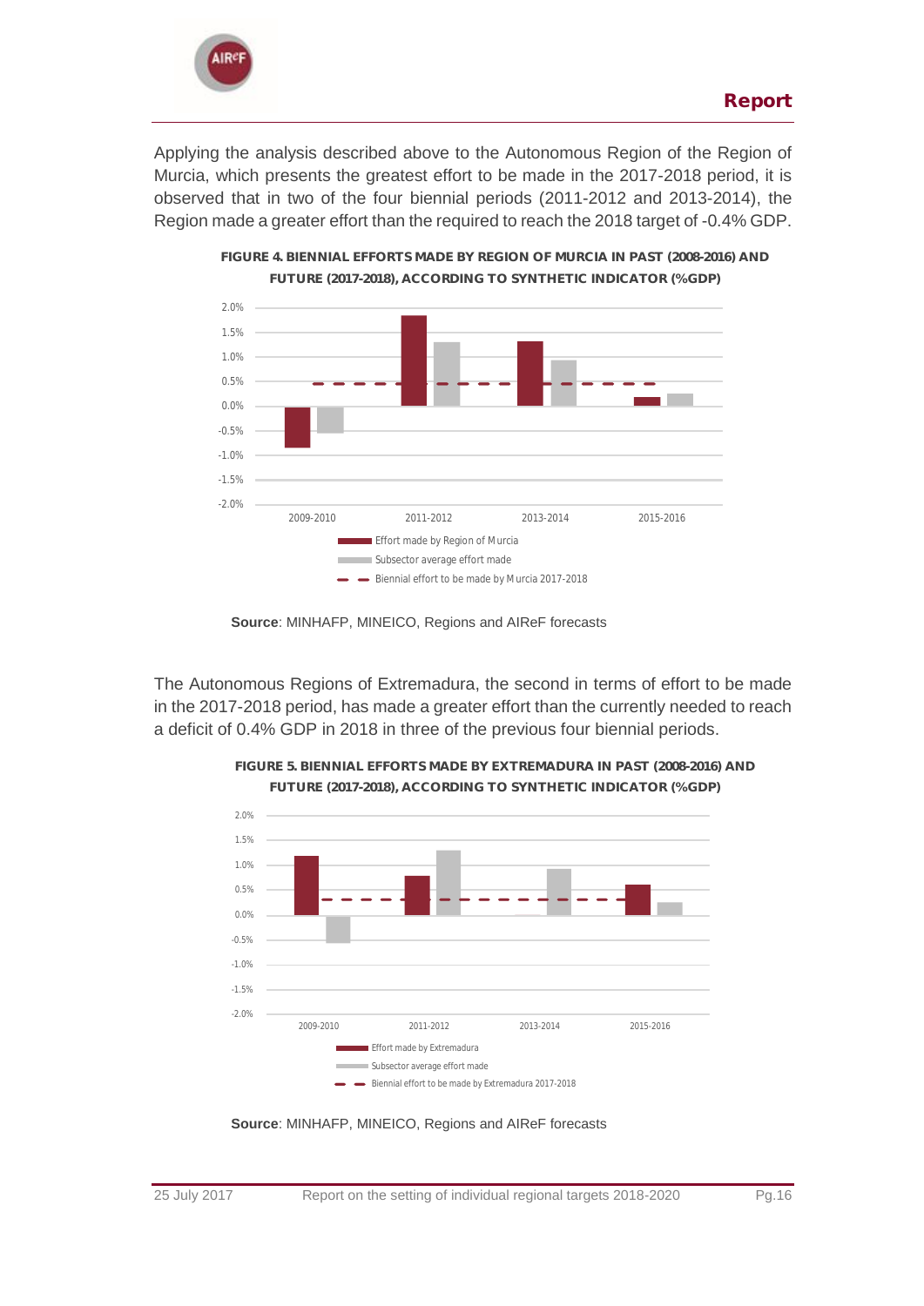Applying the analysis described above to the Autonomous Region of the Region of Murcia, which presents the greatest effort to be made in the 2017-2018 period, it is observed that in two of the four biennial periods (2011-2012 and 2013-2014), the Region made a greater effort than the required to reach the 2018 target of -0.4% GDP.

**FIGURE 4. BIENNIAL EFFORTS MADE BY REGION OF MURCIA IN PAST (2008-2016) AND FUTURE (2017-2018), ACCORDING TO SYNTHETIC INDICATOR (%GDP)**

**Source**: MINHAFP, MINEICO, Regions and AIReF forecasts

The Autonomous Regions of Extremadura, the second in terms of effort to be made in the 2017-2018 period, has made a greater effort than the currently needed to reach a deficit of 0.4% GDP in 2018 in three of the previous four biennial periods.

**FIGURE 5. BIENNIAL EFFORTS MADE BY EXTREMADURA IN PAST (2008-2016) AND FUTURE (2017-2018), ACCORDING TO SYNTHETIC INDICATOR (%GDP)**

**Source**: MINHAFP, MINEICO, Regions and AIReF forecasts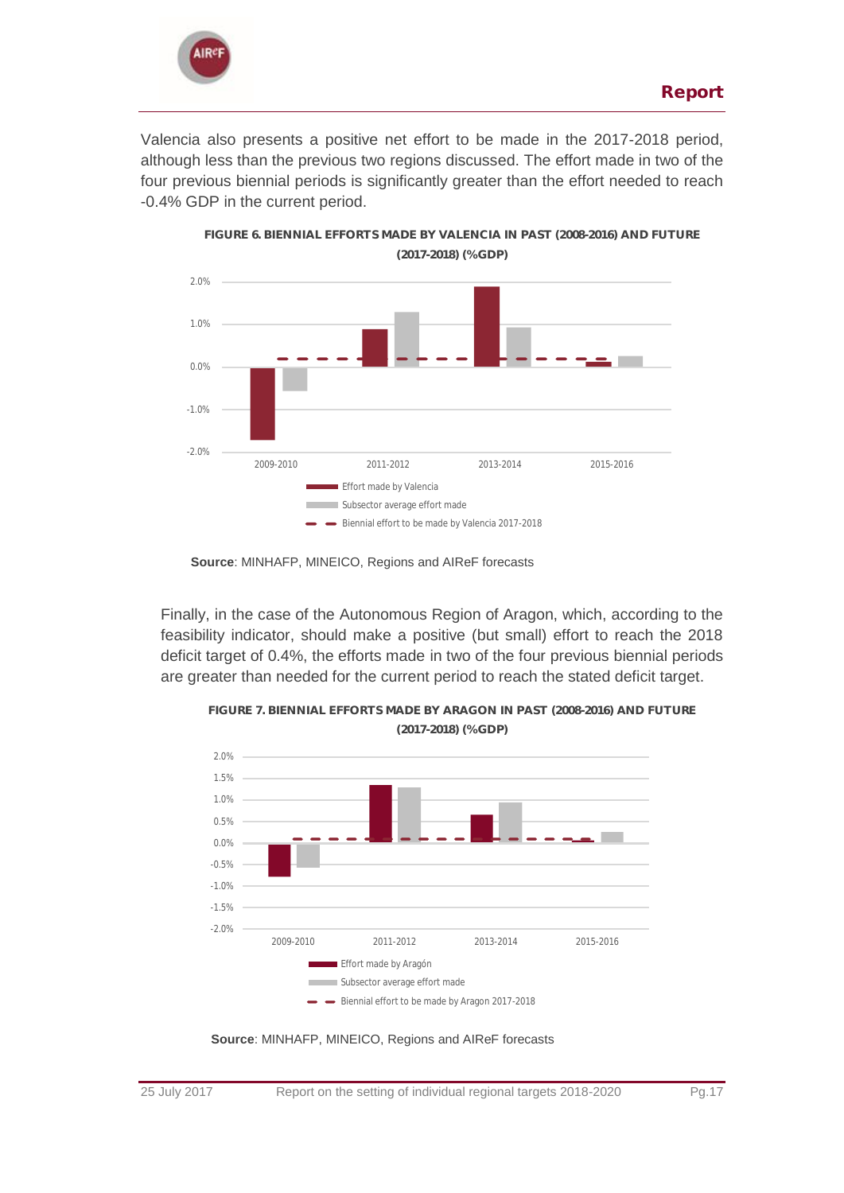Valencia also presents a positive net effort to be made in the 2017-2018 period, although less than the previous two regions discussed. The effort made in two of the four previous biennial periods is significantly greater than the effort needed to reach -0.4% GDP in the current period.

**FIGURE 6. BIENNIAL EFFORTS MADE BY VALENCIA IN PAST (2008-2016) AND FUTURE (2017-2018) (%GDP)**

**Source**: MINHAFP, MINEICO, Regions and AIReF forecasts

Finally, in the case of the Autonomous Region of Aragon, which, according to the feasibility indicator, should make a positive (but small) effort to reach the 2018 deficit target of 0.4%, the efforts made in two of the four previous biennial periods are greater than needed for the current period to reach the stated deficit target.

**FIGURE 7. BIENNIAL EFFORTS MADE BY ARAGON IN PAST (2008-2016) AND FUTURE (2017-2018) (%GDP)**

**Source**: MINHAFP, MINEICO, Regions and AIReF forecasts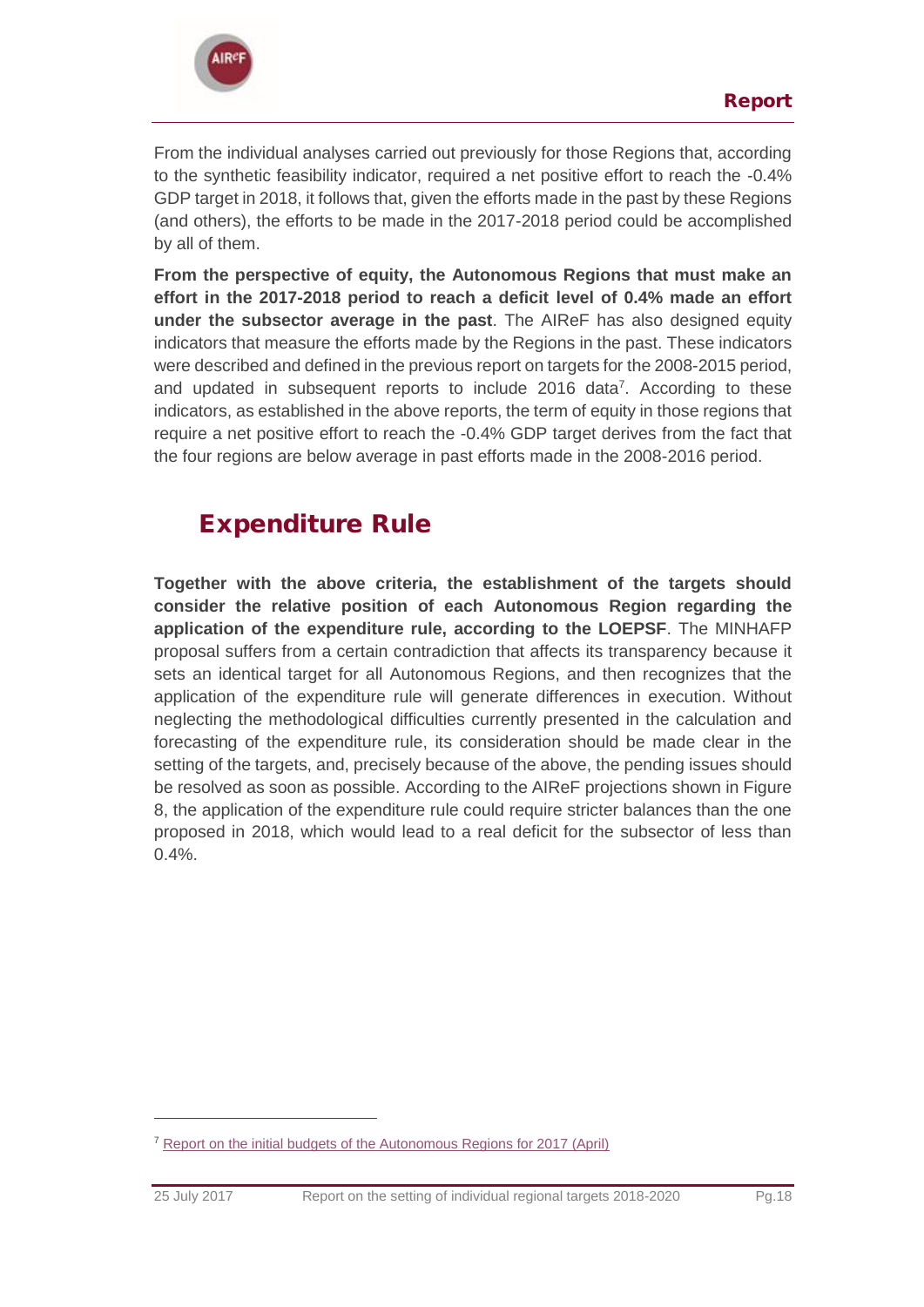From the individual analyses carried out previously for those Regions that, according to the synthetic feasibility indicator, required a net positive effort to reach the -0.4% GDP target in 2018, it follows that, given the efforts made in the past by these Regions (and others), the efforts to be made in the 2017-2018 period could be accomplished by all of them.

**From the perspective of equity, the Autonomous Regions that must make an effort in the 2017-2018 period to reach a deficit level of 0.4% made an effort under the subsector average in the past**. The AIReF has also designed equity indicators that measure the efforts made by the Regions in the past. These indicators were described and defined in the previous report on targets for the 2008-2015 period, and updated in subsequent reports to include 2016 data[7]. According to these indicators, as established in the above reports, the term of equity in those regions that require a net positive effort to reach the -0.4% GDP target derives from the fact that the four regions are below average in past efforts made in the 2008-2016 period.

## Expenditure Rule

**Together with the above criteria, the establishment of the targets should consider the relative position of each Autonomous Region regarding the application of the expenditure rule, according to the LOEPSF**. The MINHAFP proposal suffers from a certain contradiction that affects its transparency because it sets an identical target for all Autonomous Regions, and then recognizes that the application of the expenditure rule will generate differences in execution. Without neglecting the methodological difficulties currently presented in the calculation and forecasting of the expenditure rule, its consideration should be made clear in the setting of the targets, and, precisely because of the above, the pending issues should be resolved as soon as possible. According to the AIReF projections shown in Figure 8, the application of the expenditure rule could require stricter balances than the one proposed in 2018, which would lead to a real deficit for the subsector of less than 0.4%.

[7] Report on the initial budgets of the Autonomous Regions for 2017 (April)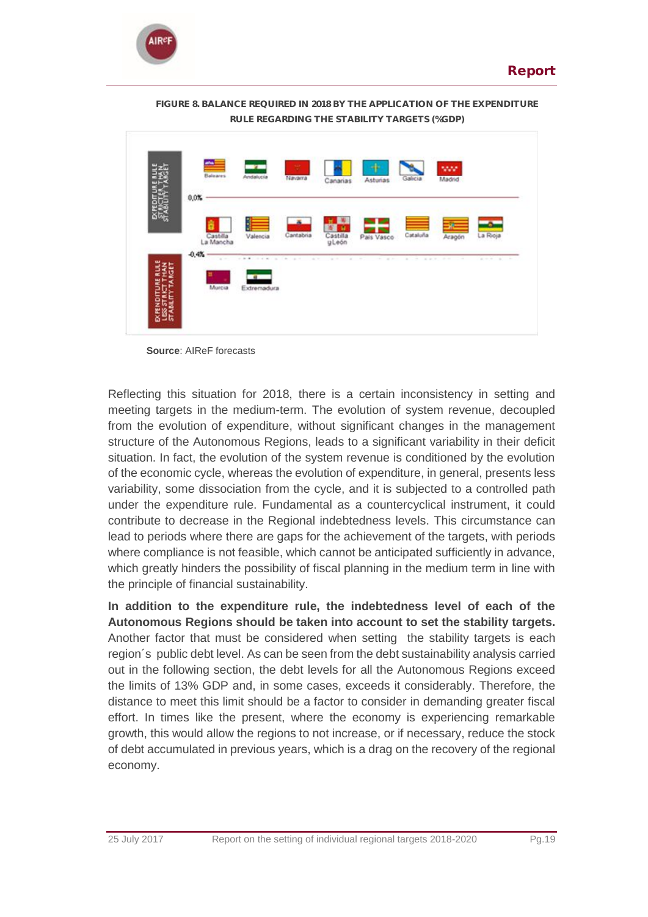**FIGURE 8. BALANCE REQUIRED IN 2018 BY THE APPLICATION OF THE EXPENDITURE RULE REGARDING THE STABILITY TARGETS (%GDP)**

EXPENDITURE RULE STRICTER THAN STABILITY TARGET

Baleares, Andalucía, Navarra, Canarias, Asturias, Galicia, Madrid

0,0%

Castilla La Mancha, Valencia, Cantabria, Castilla y León, País Vasco, Cataluña, Aragón, La Rioja

-0,4%

Murcia, Extremadura

EXPENDITURE RULE LESS STRICT THAN STABILITY TARGET

**Source**: AIReF forecasts

Reflecting this situation for 2018, there is a certain inconsistency in setting and meeting targets in the medium-term. The evolution of system revenue, decoupled from the evolution of expenditure, without significant changes in the management structure of the Autonomous Regions, leads to a significant variability in their deficit situation. In fact, the evolution of the system revenue is conditioned by the evolution of the economic cycle, whereas the evolution of expenditure, in general, presents less variability, some dissociation from the cycle, and it is subjected to a controlled path under the expenditure rule. Fundamental as a countercyclical instrument, it could contribute to decrease in the Regional indebtedness levels. This circumstance can lead to periods where there are gaps for the achievement of the targets, with periods where compliance is not feasible, which cannot be anticipated sufficiently in advance, which greatly hinders the possibility of fiscal planning in the medium term in line with the principle of financial sustainability.

**In addition to the expenditure rule, the indebtedness level of each of the Autonomous Regions should be taken into account to set the stability targets.** Another factor that must be considered when setting the stability targets is each region´s public debt level. As can be seen from the debt sustainability analysis carried out in the following section, the debt levels for all the Autonomous Regions exceed the limits of 13% GDP and, in some cases, exceeds it considerably. Therefore, the distance to meet this limit should be a factor to consider in demanding greater fiscal effort. In times like the present, where the economy is experiencing remarkable growth, this would allow the regions to not increase, or if necessary, reduce the stock of debt accumulated in previous years, which is a drag on the recovery of the regional economy.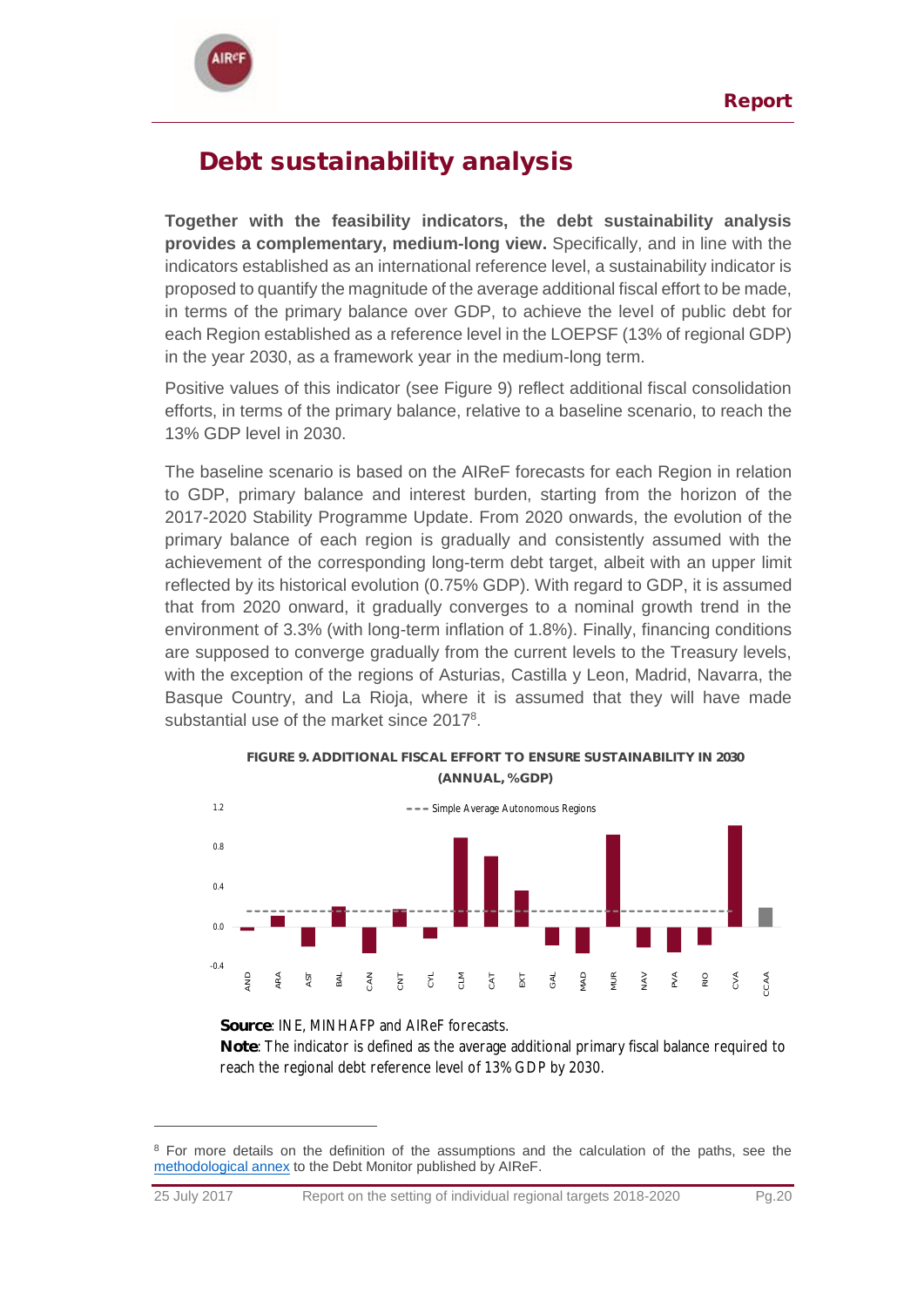# Debt sustainability analysis

**Together with the feasibility indicators, the debt sustainability analysis provides a complementary, medium-long view.** Specifically, and in line with the indicators established as an international reference level, a sustainability indicator is proposed to quantify the magnitude of the average additional fiscal effort to be made, in terms of the primary balance over GDP, to achieve the level of public debt for each Region established as a reference level in the LOEPSF (13% of regional GDP) in the year 2030, as a framework year in the medium-long term.

Positive values of this indicator (see Figure 9) reflect additional fiscal consolidation efforts, in terms of the primary balance, relative to a baseline scenario, to reach the 13% GDP level in 2030.

The baseline scenario is based on the AIReF forecasts for each Region in relation to GDP, primary balance and interest burden, starting from the horizon of the 2017-2020 Stability Programme Update. From 2020 onwards, the evolution of the primary balance of each region is gradually and consistently assumed with the achievement of the corresponding long-term debt target, albeit with an upper limit reflected by its historical evolution (0.75% GDP). With regard to GDP, it is assumed that from 2020 onward, it gradually converges to a nominal growth trend in the environment of 3.3% (with long-term inflation of 1.8%). Finally, financing conditions are supposed to converge gradually from the current levels to the Treasury levels, with the exception of the regions of Asturias, Castilla y Leon, Madrid, Navarra, the Basque Country, and La Rioja, where it is assumed that they will have made substantial use of the market since 2017[8].

**FIGURE 9. ADDITIONAL FISCAL EFFORT TO ENSURE SUSTAINABILITY IN 2030 (ANNUAL, %GDP)**

**Source**: INE, MINHAFP and AIReF forecasts.
**Note**: The indicator is defined as the average additional primary fiscal balance required to reach the regional debt reference level of 13% GDP by 2030.

---

[8] For more details on the definition of the assumptions and the calculation of the paths, see the methodological annex to the Debt Monitor published by AIReF.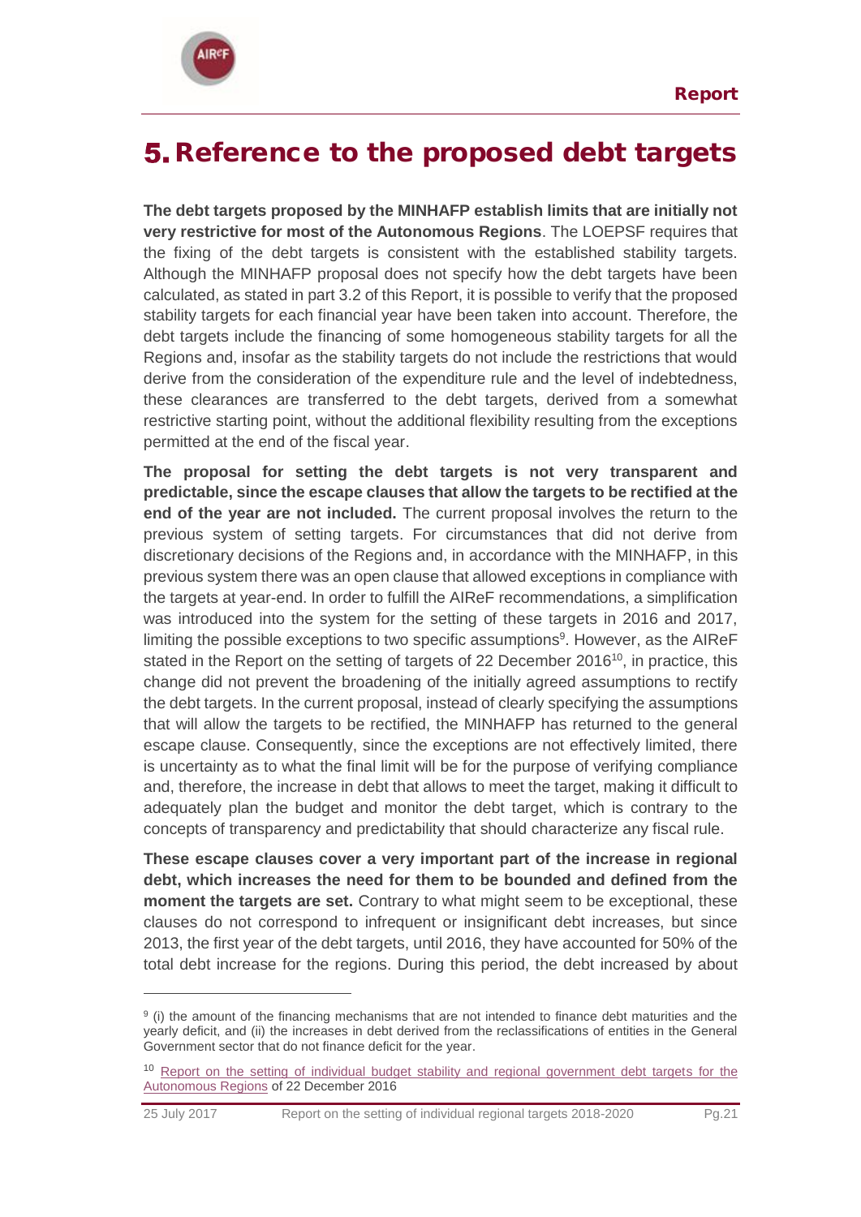# 5. Reference to the proposed debt targets

**The debt targets proposed by the MINHAFP establish limits that are initially not very restrictive for most of the Autonomous Regions**. The LOEPSF requires that the fixing of the debt targets is consistent with the established stability targets. Although the MINHAFP proposal does not specify how the debt targets have been calculated, as stated in part 3.2 of this Report, it is possible to verify that the proposed stability targets for each financial year have been taken into account. Therefore, the debt targets include the financing of some homogeneous stability targets for all the Regions and, insofar as the stability targets do not include the restrictions that would derive from the consideration of the expenditure rule and the level of indebtedness, these clearances are transferred to the debt targets, derived from a somewhat restrictive starting point, without the additional flexibility resulting from the exceptions permitted at the end of the fiscal year.

**The proposal for setting the debt targets is not very transparent and predictable, since the escape clauses that allow the targets to be rectified at the end of the year are not included.** The current proposal involves the return to the previous system of setting targets. For circumstances that did not derive from discretionary decisions of the Regions and, in accordance with the MINHAFP, in this previous system there was an open clause that allowed exceptions in compliance with the targets at year-end. In order to fulfill the AIReF recommendations, a simplification was introduced into the system for the setting of these targets in 2016 and 2017, limiting the possible exceptions to two specific assumptions[9]. However, as the AIReF stated in the Report on the setting of targets of 22 December 2016[10], in practice, this change did not prevent the broadening of the initially agreed assumptions to rectify the debt targets. In the current proposal, instead of clearly specifying the assumptions that will allow the targets to be rectified, the MINHAFP has returned to the general escape clause. Consequently, since the exceptions are not effectively limited, there is uncertainty as to what the final limit will be for the purpose of verifying compliance and, therefore, the increase in debt that allows to meet the target, making it difficult to adequately plan the budget and monitor the debt target, which is contrary to the concepts of transparency and predictability that should characterize any fiscal rule.

**These escape clauses cover a very important part of the increase in regional debt, which increases the need for them to be bounded and defined from the moment the targets are set.** Contrary to what might seem to be exceptional, these clauses do not correspond to infrequent or insignificant debt increases, but since 2013, the first year of the debt targets, until 2016, they have accounted for 50% of the total debt increase for the regions. During this period, the debt increased by about

---

[9] (i) the amount of the financing mechanisms that are not intended to finance debt maturities and the yearly deficit, and (ii) the increases in debt derived from the reclassifications of entities in the General Government sector that do not finance deficit for the year.

[10] Report on the setting of individual budget stability and regional government debt targets for the Autonomous Regions of 22 December 2016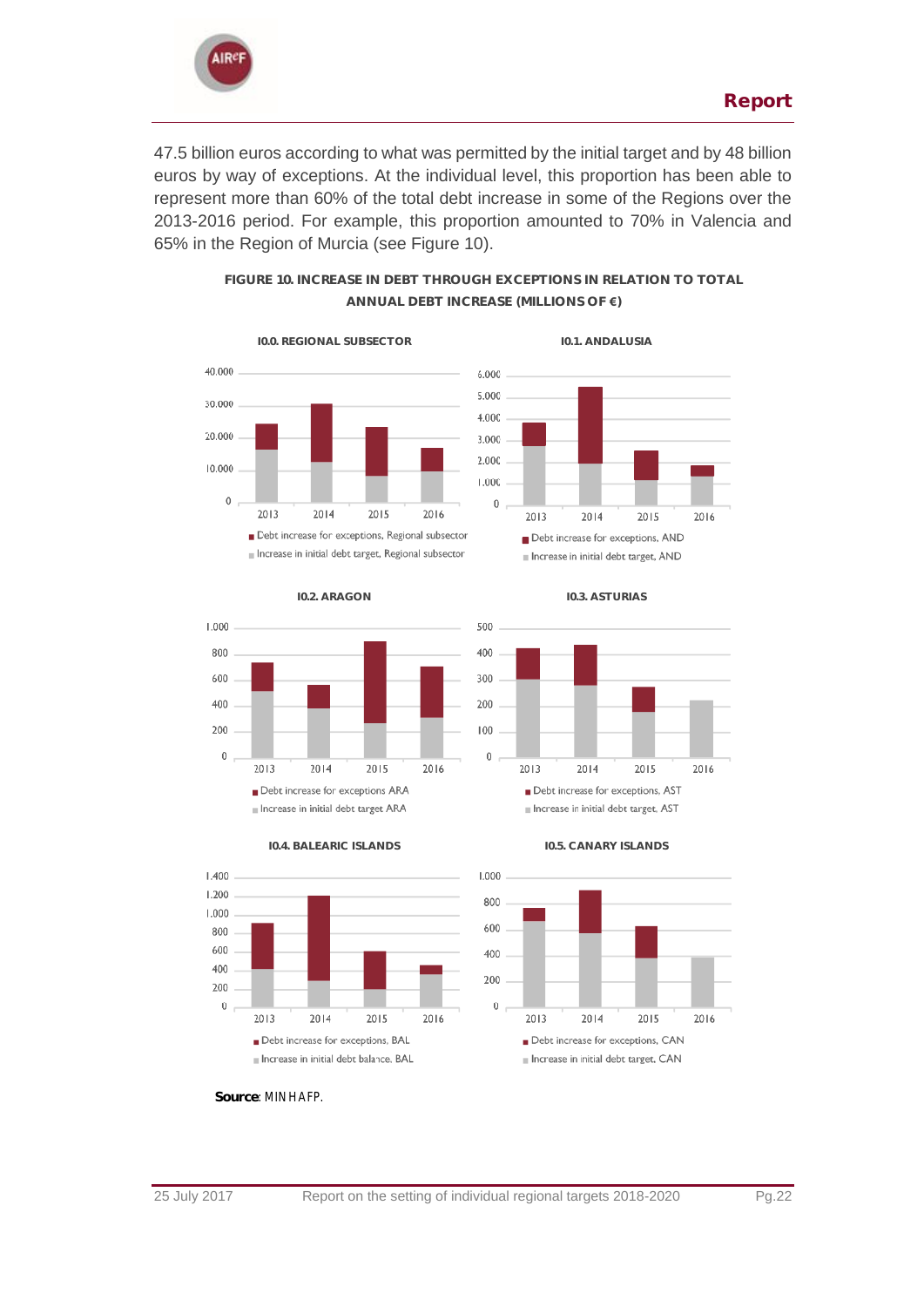47.5 billion euros according to what was permitted by the initial target and by 48 billion euros by way of exceptions. At the individual level, this proportion has been able to represent more than 60% of the total debt increase in some of the Regions over the 2013-2016 period. For example, this proportion amounted to 70% in Valencia and 65% in the Region of Murcia (see Figure 10).

**FIGURE 10. INCREASE IN DEBT THROUGH EXCEPTIONS IN RELATION TO TOTAL ANNUAL DEBT INCREASE (MILLIONS OF €)**

**10.0. REGIONAL SUBSECTOR**

- Debt increase for exceptions, Regional subsector
- Increase in initial debt target, Regional subsector

**10.1. ANDALUSIA**

- Debt increase for exceptions, AND
- Increase in initial debt target, AND

**10.2. ARAGON**

- Debt increase for exceptions ARA
- Increase in initial debt target ARA

**10.3. ASTURIAS**

- Debt increase for exceptions, AST
- Increase in initial debt target, AST

**10.4. BALEARIC ISLANDS**

- Debt increase for exceptions, BAL
- Increase in initial debt balance, BAL

**10.5. CANARY ISLANDS**

- Debt increase for exceptions, CAN
- Increase in initial debt target, CAN

**Source**: MINHAFP.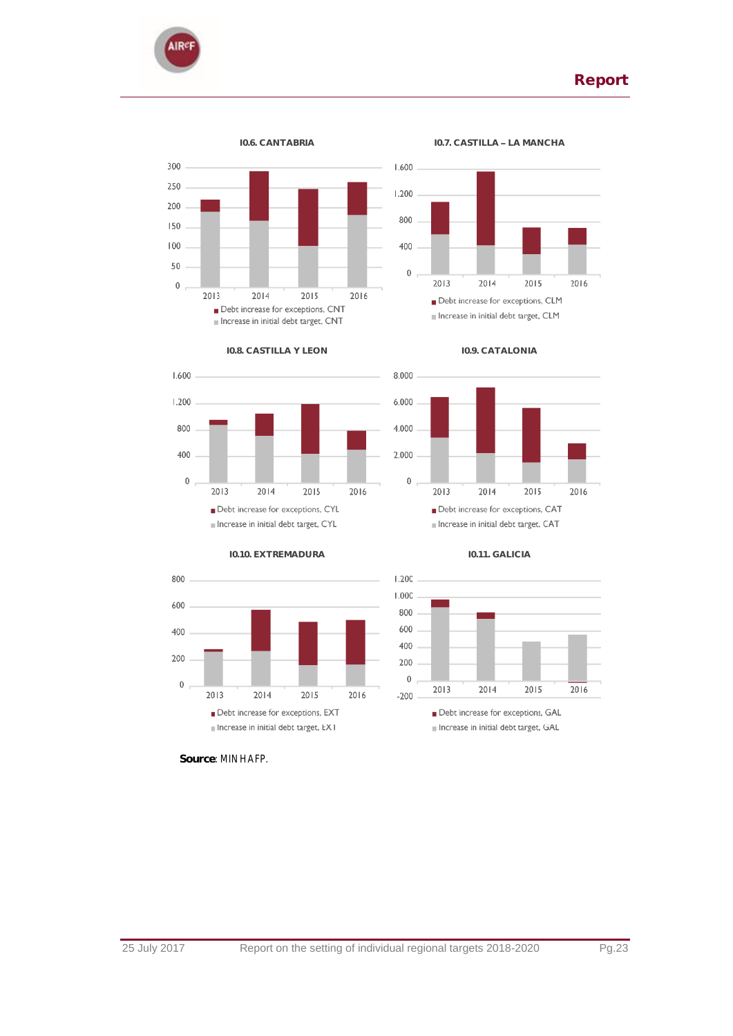**I0.6. CANTABRIA**

300
250
200
150
100
50
0

2013 2014 2015 2016

Debt increase for exceptions, CNT
Increase in initial debt target, CNT

**I0.7. CASTILLA – LA MANCHA**

1.600
1.200
800
400
0

2013 2014 2015 2016

Debt increase for exceptions, CLM
Increase in initial debt target, CLM

**I0.8. CASTILLA Y LEON**

1.600
1.200
800
400
0

2013 2014 2015 2016

Debt increase for exceptions, CYL
Increase in initial debt target, CYL

**I0.9. CATALONIA**

8.000
6.000
4.000
2.000
0

2013 2014 2015 2016

Debt increase for exceptions, CAT
Increase in initial debt target, CAT

**I0.10. EXTREMADURA**

800
600
400
200
0

2013 2014 2015 2016

Debt increase for exceptions, EXT
Increase in initial debt target, EXT

**I0.11. GALICIA**

1.200
1.000
800
600
400
200
0
-200

2013 2014 2015 2016

Debt increase for exceptions, GAL
Increase in initial debt target, GAL

**Source**: MINHAFP.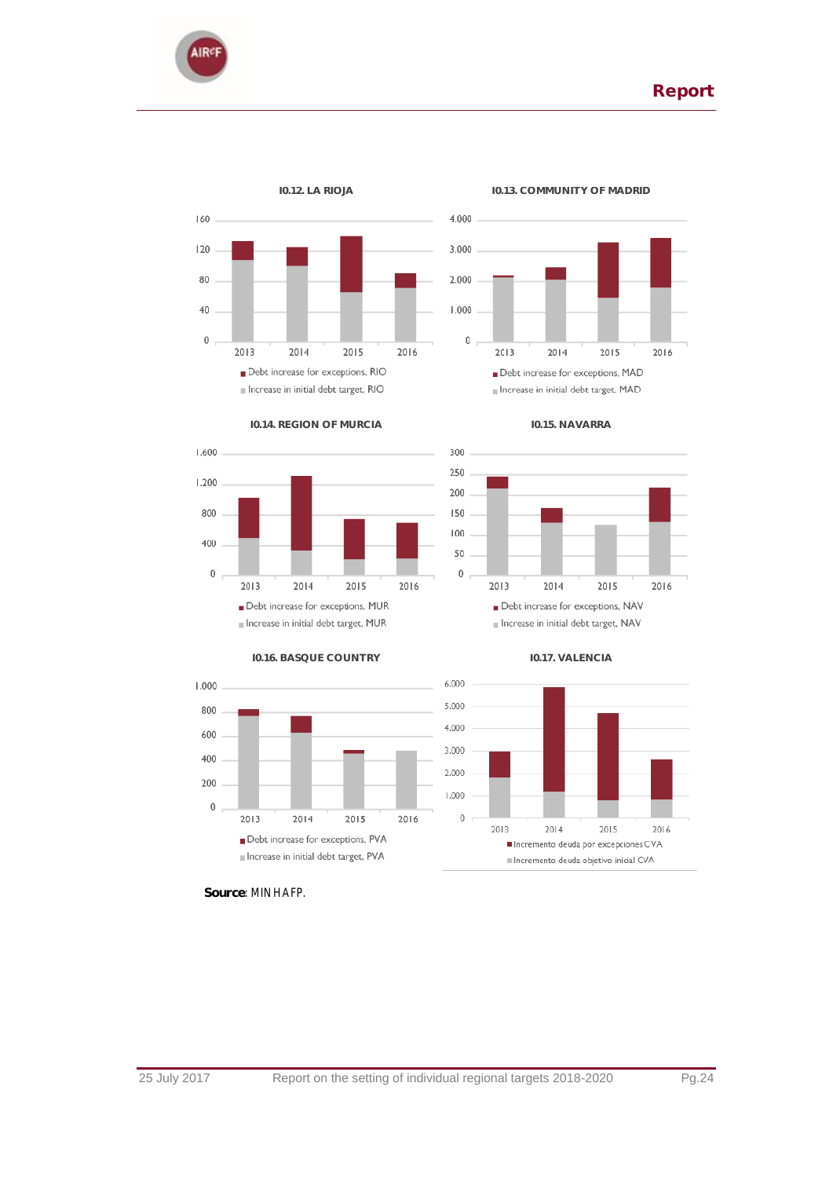**I0.12. LA RIOJA**

160
120
80
40
0

2013 2014 2015 2016

■ Debt increase for exceptions, RIO
■ Increase in initial debt target, RIO

**I0.13. COMMUNITY OF MADRID**

4.000
3.000
2.000
1.000
0

2013 2014 2015 2016

■ Debt increase for exceptions, MAD
■ Increase in initial debt target, MAD

**I0.14. REGION OF MURCIA**

1.600
1.200
800
400
0

2013 2014 2015 2016

■ Debt increase for exceptions, MUR
■ Increase in initial debt target, MUR

**I0.15. NAVARRA**

300
250
200
150
100
50
0

2013 2014 2015 2016

■ Debt increase for exceptions, NAV
■ Increase in initial debt target, NAV

**I0.16. BASQUE COUNTRY**

1.000
800
600
400
200
0

2013 2014 2015 2016

■ Debt increase for exceptions, PVA
■ Increase in initial debt target, PVA

**I0.17. VALENCIA**

6.000
5.000
4.000
3.000
2.000
1.000
0

2013 2014 2015 2016

■ Incremento deuda por excepciones CVA
■ Incremento deuda objetivo inicial CVA

**Source**: MINHAFP.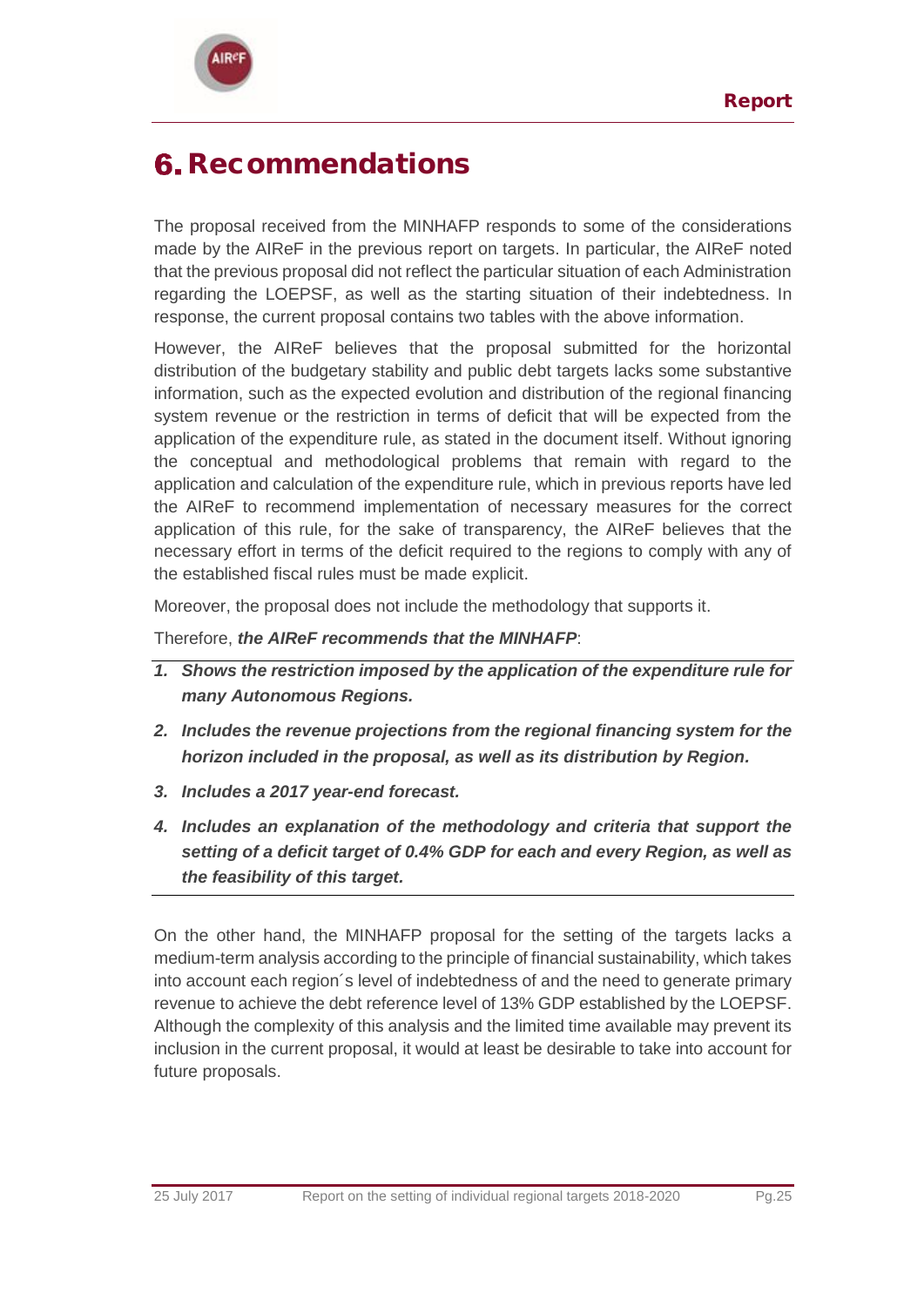# 6. Recommendations

The proposal received from the MINHAFP responds to some of the considerations made by the AIReF in the previous report on targets. In particular, the AIReF noted that the previous proposal did not reflect the particular situation of each Administration regarding the LOEPSF, as well as the starting situation of their indebtedness. In response, the current proposal contains two tables with the above information.

However, the AIReF believes that the proposal submitted for the horizontal distribution of the budgetary stability and public debt targets lacks some substantive information, such as the expected evolution and distribution of the regional financing system revenue or the restriction in terms of deficit that will be expected from the application of the expenditure rule, as stated in the document itself. Without ignoring the conceptual and methodological problems that remain with regard to the application and calculation of the expenditure rule, which in previous reports have led the AIReF to recommend implementation of necessary measures for the correct application of this rule, for the sake of transparency, the AIReF believes that the necessary effort in terms of the deficit required to the regions to comply with any of the established fiscal rules must be made explicit.

Moreover, the proposal does not include the methodology that supports it.

Therefore, ***the AIReF recommends that the MINHAFP***:

1. ***Shows the restriction imposed by the application of the expenditure rule for many Autonomous Regions.***
2. ***Includes the revenue projections from the regional financing system for the horizon included in the proposal, as well as its distribution by Region.***
3. ***Includes a 2017 year-end forecast.***
4. ***Includes an explanation of the methodology and criteria that support the setting of a deficit target of 0.4% GDP for each and every Region, as well as the feasibility of this target.***

On the other hand, the MINHAFP proposal for the setting of the targets lacks a medium-term analysis according to the principle of financial sustainability, which takes into account each region´s level of indebtedness of and the need to generate primary revenue to achieve the debt reference level of 13% GDP established by the LOEPSF. Although the complexity of this analysis and the limited time available may prevent its inclusion in the current proposal, it would at least be desirable to take into account for future proposals.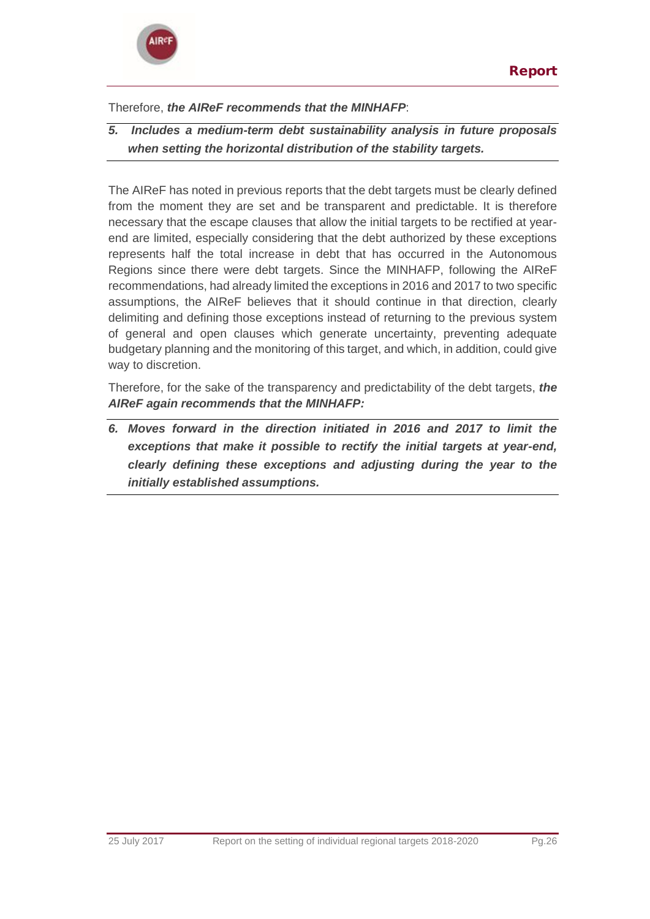Therefore, ***the AIReF recommends that the MINHAFP***:

***5. Includes a medium-term debt sustainability analysis in future proposals when setting the horizontal distribution of the stability targets.***

The AIReF has noted in previous reports that the debt targets must be clearly defined from the moment they are set and be transparent and predictable. It is therefore necessary that the escape clauses that allow the initial targets to be rectified at year-end are limited, especially considering that the debt authorized by these exceptions represents half the total increase in debt that has occurred in the Autonomous Regions since there were debt targets. Since the MINHAFP, following the AIReF recommendations, had already limited the exceptions in 2016 and 2017 to two specific assumptions, the AIReF believes that it should continue in that direction, clearly delimiting and defining those exceptions instead of returning to the previous system of general and open clauses which generate uncertainty, preventing adequate budgetary planning and the monitoring of this target, and which, in addition, could give way to discretion.

Therefore, for the sake of the transparency and predictability of the debt targets, ***the AIReF again recommends that the MINHAFP:***

***6. Moves forward in the direction initiated in 2016 and 2017 to limit the exceptions that make it possible to rectify the initial targets at year-end, clearly defining these exceptions and adjusting during the year to the initially established assumptions.***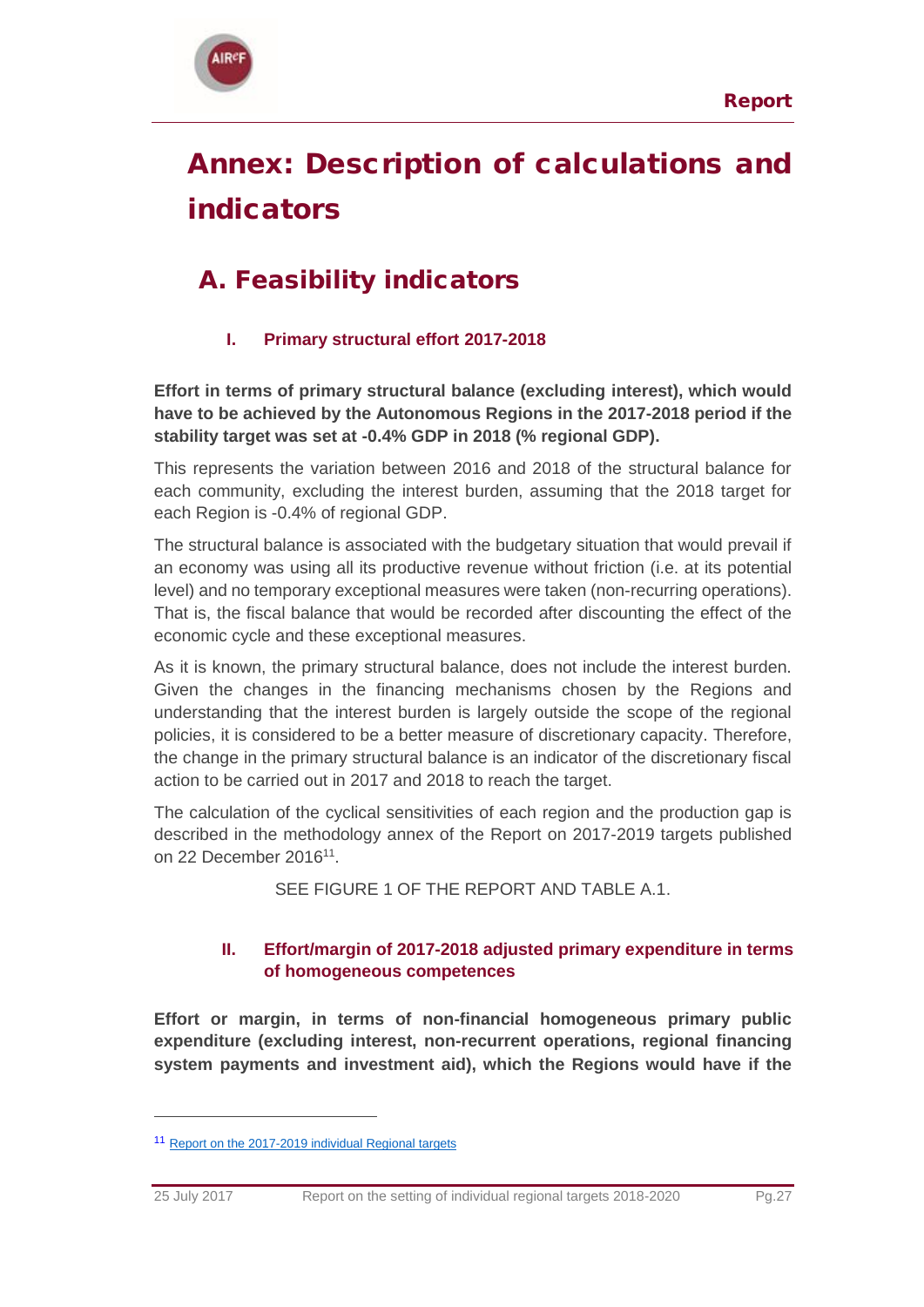# Annex: Description of calculations and indicators

## A. Feasibility indicators

### I. Primary structural effort 2017-2018

**Effort in terms of primary structural balance (excluding interest), which would have to be achieved by the Autonomous Regions in the 2017-2018 period if the stability target was set at -0.4% GDP in 2018 (% regional GDP).**

This represents the variation between 2016 and 2018 of the structural balance for each community, excluding the interest burden, assuming that the 2018 target for each Region is -0.4% of regional GDP.

The structural balance is associated with the budgetary situation that would prevail if an economy was using all its productive revenue without friction (i.e. at its potential level) and no temporary exceptional measures were taken (non-recurring operations). That is, the fiscal balance that would be recorded after discounting the effect of the economic cycle and these exceptional measures.

As it is known, the primary structural balance, does not include the interest burden. Given the changes in the financing mechanisms chosen by the Regions and understanding that the interest burden is largely outside the scope of the regional policies, it is considered to be a better measure of discretionary capacity. Therefore, the change in the primary structural balance is an indicator of the discretionary fiscal action to be carried out in 2017 and 2018 to reach the target.

The calculation of the cyclical sensitivities of each region and the production gap is described in the methodology annex of the Report on 2017-2019 targets published on 22 December 2016[11].

SEE FIGURE 1 OF THE REPORT AND TABLE A.1.

### II. Effort/margin of 2017-2018 adjusted primary expenditure in terms of homogeneous competences

**Effort or margin, in terms of non-financial homogeneous primary public expenditure (excluding interest, non-recurrent operations, regional financing system payments and investment aid), which the Regions would have if the**

---

[11] Report on the 2017-2019 individual Regional targets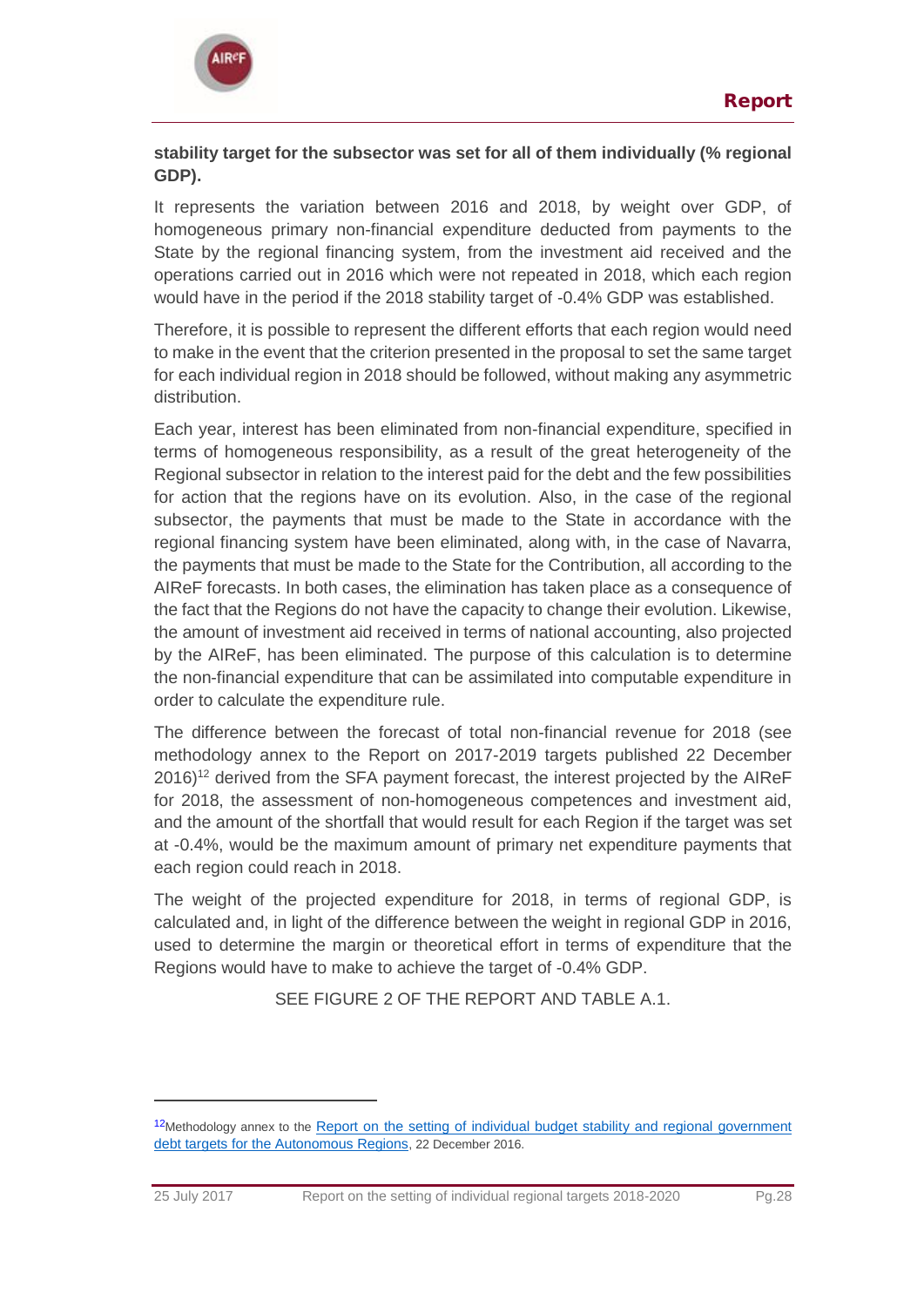**stability target for the subsector was set for all of them individually (% regional GDP).**

It represents the variation between 2016 and 2018, by weight over GDP, of homogeneous primary non-financial expenditure deducted from payments to the State by the regional financing system, from the investment aid received and the operations carried out in 2016 which were not repeated in 2018, which each region would have in the period if the 2018 stability target of -0.4% GDP was established.

Therefore, it is possible to represent the different efforts that each region would need to make in the event that the criterion presented in the proposal to set the same target for each individual region in 2018 should be followed, without making any asymmetric distribution.

Each year, interest has been eliminated from non-financial expenditure, specified in terms of homogeneous responsibility, as a result of the great heterogeneity of the Regional subsector in relation to the interest paid for the debt and the few possibilities for action that the regions have on its evolution. Also, in the case of the regional subsector, the payments that must be made to the State in accordance with the regional financing system have been eliminated, along with, in the case of Navarra, the payments that must be made to the State for the Contribution, all according to the AIReF forecasts. In both cases, the elimination has taken place as a consequence of the fact that the Regions do not have the capacity to change their evolution. Likewise, the amount of investment aid received in terms of national accounting, also projected by the AIReF, has been eliminated. The purpose of this calculation is to determine the non-financial expenditure that can be assimilated into computable expenditure in order to calculate the expenditure rule.

The difference between the forecast of total non-financial revenue for 2018 (see methodology annex to the Report on 2017-2019 targets published 22 December 2016)[12] derived from the SFA payment forecast, the interest projected by the AIReF for 2018, the assessment of non-homogeneous competences and investment aid, and the amount of the shortfall that would result for each Region if the target was set at -0.4%, would be the maximum amount of primary net expenditure payments that each region could reach in 2018.

The weight of the projected expenditure for 2018, in terms of regional GDP, is calculated and, in light of the difference between the weight in regional GDP in 2016, used to determine the margin or theoretical effort in terms of expenditure that the Regions would have to make to achieve the target of -0.4% GDP.

SEE FIGURE 2 OF THE REPORT AND TABLE A.1.

---

[12] Methodology annex to the Report on the setting of individual budget stability and regional government debt targets for the Autonomous Regions, 22 December 2016.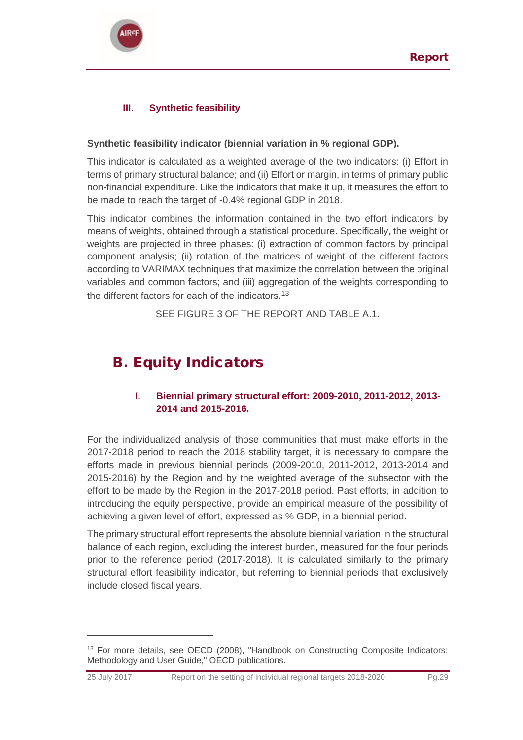### III. Synthetic feasibility

**Synthetic feasibility indicator (biennial variation in % regional GDP).**

This indicator is calculated as a weighted average of the two indicators: (i) Effort in terms of primary structural balance; and (ii) Effort or margin, in terms of primary public non-financial expenditure. Like the indicators that make it up, it measures the effort to be made to reach the target of -0.4% regional GDP in 2018.

This indicator combines the information contained in the two effort indicators by means of weights, obtained through a statistical procedure. Specifically, the weight or weights are projected in three phases: (i) extraction of common factors by principal component analysis; (ii) rotation of the matrices of weight of the different factors according to VARIMAX techniques that maximize the correlation between the original variables and common factors; and (iii) aggregation of the weights corresponding to the different factors for each of the indicators.[13]

SEE FIGURE 3 OF THE REPORT AND TABLE A.1.

## B. Equity Indicators

### I. Biennial primary structural effort: 2009-2010, 2011-2012, 2013-2014 and 2015-2016.

For the individualized analysis of those communities that must make efforts in the 2017-2018 period to reach the 2018 stability target, it is necessary to compare the efforts made in previous biennial periods (2009-2010, 2011-2012, 2013-2014 and 2015-2016) by the Region and by the weighted average of the subsector with the effort to be made by the Region in the 2017-2018 period. Past efforts, in addition to introducing the equity perspective, provide an empirical measure of the possibility of achieving a given level of effort, expressed as % GDP, in a biennial period.

The primary structural effort represents the absolute biennial variation in the structural balance of each region, excluding the interest burden, measured for the four periods prior to the reference period (2017-2018). It is calculated similarly to the primary structural effort feasibility indicator, but referring to biennial periods that exclusively include closed fiscal years.

[13] For more details, see OECD (2008), "Handbook on Constructing Composite Indicators: Methodology and User Guide," OECD publications.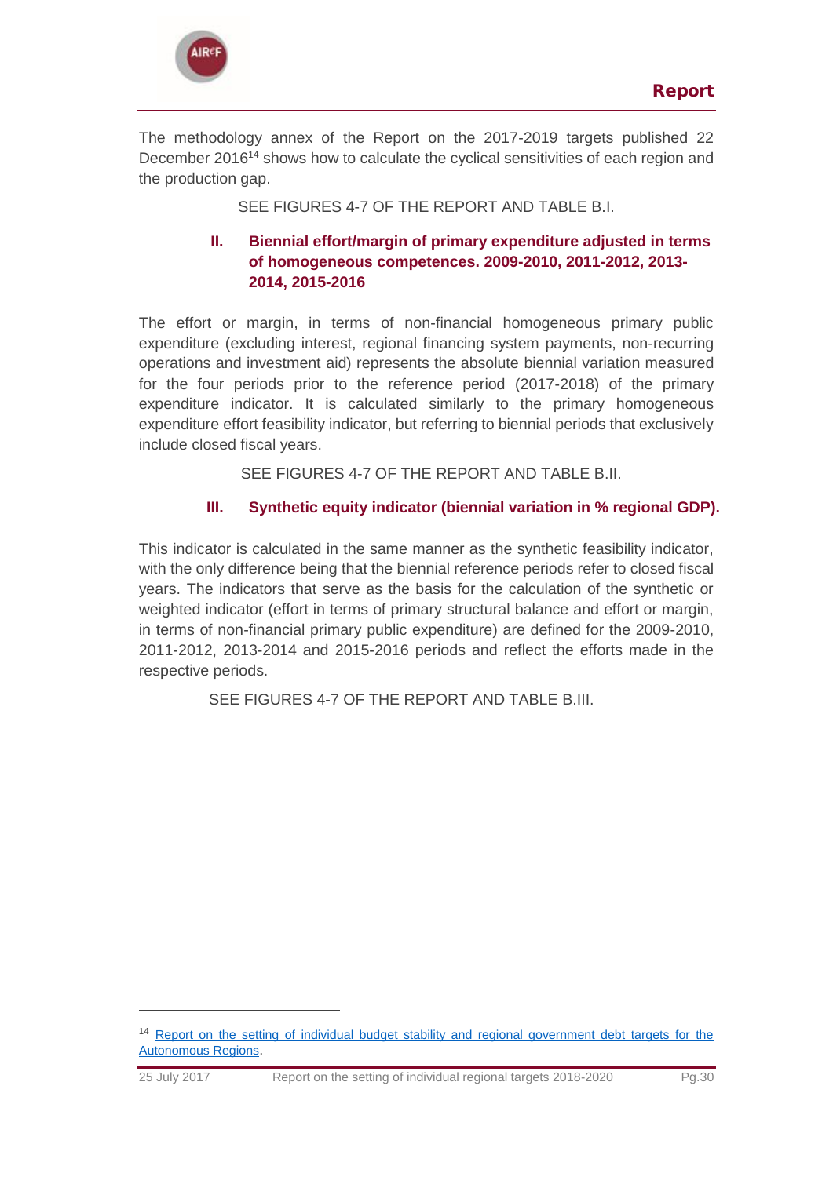The methodology annex of the Report on the 2017-2019 targets published 22 December 2016[14] shows how to calculate the cyclical sensitivities of each region and the production gap.

SEE FIGURES 4-7 OF THE REPORT AND TABLE B.I.

### II. Biennial effort/margin of primary expenditure adjusted in terms of homogeneous competences. 2009-2010, 2011-2012, 2013-2014, 2015-2016

The effort or margin, in terms of non-financial homogeneous primary public expenditure (excluding interest, regional financing system payments, non-recurring operations and investment aid) represents the absolute biennial variation measured for the four periods prior to the reference period (2017-2018) of the primary expenditure indicator. It is calculated similarly to the primary homogeneous expenditure effort feasibility indicator, but referring to biennial periods that exclusively include closed fiscal years.

SEE FIGURES 4-7 OF THE REPORT AND TABLE B.II.

### III. Synthetic equity indicator (biennial variation in % regional GDP).

This indicator is calculated in the same manner as the synthetic feasibility indicator, with the only difference being that the biennial reference periods refer to closed fiscal years. The indicators that serve as the basis for the calculation of the synthetic or weighted indicator (effort in terms of primary structural balance and effort or margin, in terms of non-financial primary public expenditure) are defined for the 2009-2010, 2011-2012, 2013-2014 and 2015-2016 periods and reflect the efforts made in the respective periods.

SEE FIGURES 4-7 OF THE REPORT AND TABLE B.III.

[14] Report on the setting of individual budget stability and regional government debt targets for the Autonomous Regions.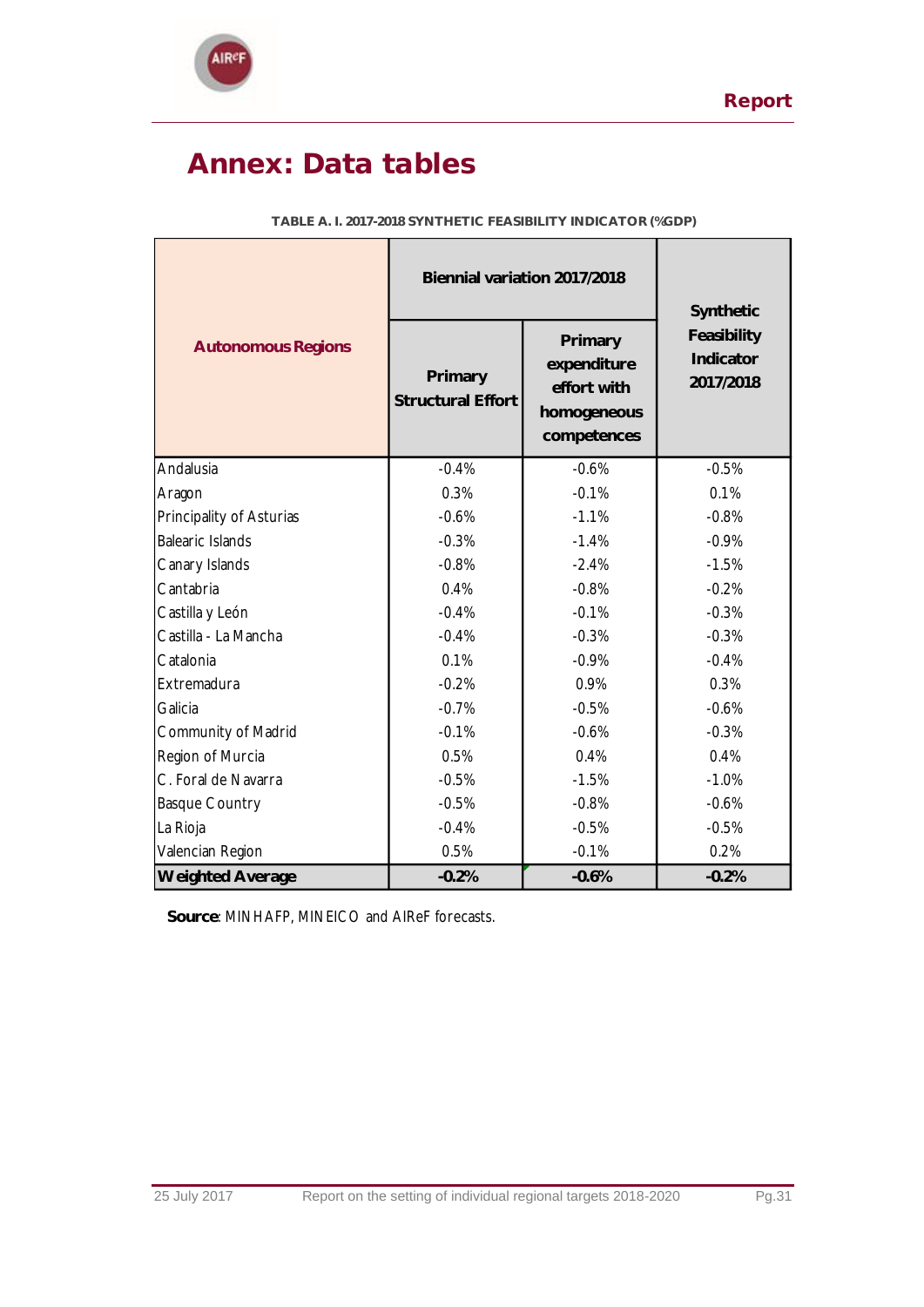# Annex: Data tables

**TABLE A. I. 2017-2018 SYNTHETIC FEASIBILITY INDICATOR (%GDP)**

| Autonomous Regions | Biennial variation 2017/2018 | | Synthetic Feasibility Indicator 2017/2018 |
|---|---|---|---|
| | Primary Structural Effort | Primary expenditure effort with homogeneous competences | |
| Andalusia | -0.4% | -0.6% | -0.5% |
| Aragon | 0.3% | -0.1% | 0.1% |
| Principality of Asturias | -0.6% | -1.1% | -0.8% |
| Balearic Islands | -0.3% | -1.4% | -0.9% |
| Canary Islands | -0.8% | -2.4% | -1.5% |
| Cantabria | 0.4% | -0.8% | -0.2% |
| Castilla y León | -0.4% | -0.1% | -0.3% |
| Castilla - La Mancha | -0.4% | -0.3% | -0.3% |
| Catalonia | 0.1% | -0.9% | -0.4% |
| Extremadura | -0.2% | 0.9% | 0.3% |
| Galicia | -0.7% | -0.5% | -0.6% |
| Community of Madrid | -0.1% | -0.6% | -0.3% |
| Region of Murcia | 0.5% | 0.4% | 0.4% |
| C. Foral de Navarra | -0.5% | -1.5% | -1.0% |
| Basque Country | -0.5% | -0.8% | -0.6% |
| La Rioja | -0.4% | -0.5% | -0.5% |
| Valencian Region | 0.5% | -0.1% | 0.2% |
| **Weighted Average** | **-0.2%** | **-0.6%** | **-0.2%** |

**Source**: MINHAFP, MINEICO and AIReF forecasts.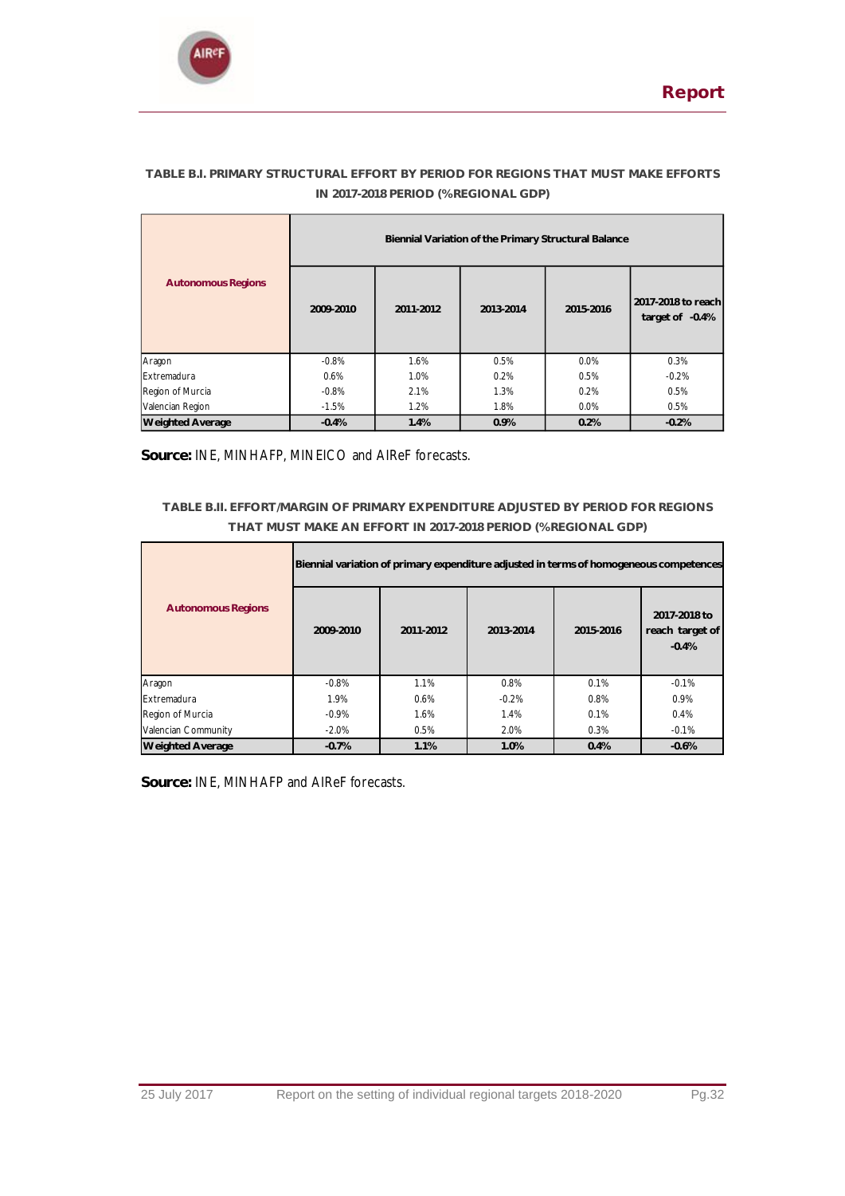**TABLE B.I. PRIMARY STRUCTURAL EFFORT BY PERIOD FOR REGIONS THAT MUST MAKE EFFORTS IN 2017-2018 PERIOD (%REGIONAL GDP)**

| Autonomous Regions | Biennial Variation of the Primary Structural Balance | | | | |
|---|---|---|---|---|---|
| | 2009-2010 | 2011-2012 | 2013-2014 | 2015-2016 | 2017-2018 to reach target of -0.4% |
| Aragon | -0.8% | 1.6% | 0.5% | 0.0% | 0.3% |
| Extremadura | 0.6% | 1.0% | 0.2% | 0.5% | -0.2% |
| Region of Murcia | -0.8% | 2.1% | 1.3% | 0.2% | 0.5% |
| Valencian Region | -1.5% | 1.2% | 1.8% | 0.0% | 0.5% |
| **Weighted Average** | **-0.4%** | **1.4%** | **0.9%** | **0.2%** | **-0.2%** |

**Source:** INE, MINHAFP, MINEICO and AIReF forecasts.

**TABLE B.II. EFFORT/MARGIN OF PRIMARY EXPENDITURE ADJUSTED BY PERIOD FOR REGIONS THAT MUST MAKE AN EFFORT IN 2017-2018 PERIOD (%REGIONAL GDP)**

| Autonomous Regions | Biennial variation of primary expenditure adjusted in terms of homogeneous competences | | | | |
|---|---|---|---|---|---|
| | 2009-2010 | 2011-2012 | 2013-2014 | 2015-2016 | 2017-2018 to reach target of -0.4% |
| Aragon | -0.8% | 1.1% | 0.8% | 0.1% | -0.1% |
| Extremadura | 1.9% | 0.6% | -0.2% | 0.8% | 0.9% |
| Region of Murcia | -0.9% | 1.6% | 1.4% | 0.1% | 0.4% |
| Valencian Community | -2.0% | 0.5% | 2.0% | 0.3% | -0.1% |
| **Weighted Average** | **-0.7%** | **1.1%** | **1.0%** | **0.4%** | **-0.6%** |

**Source:** INE, MINHAFP and AIReF forecasts.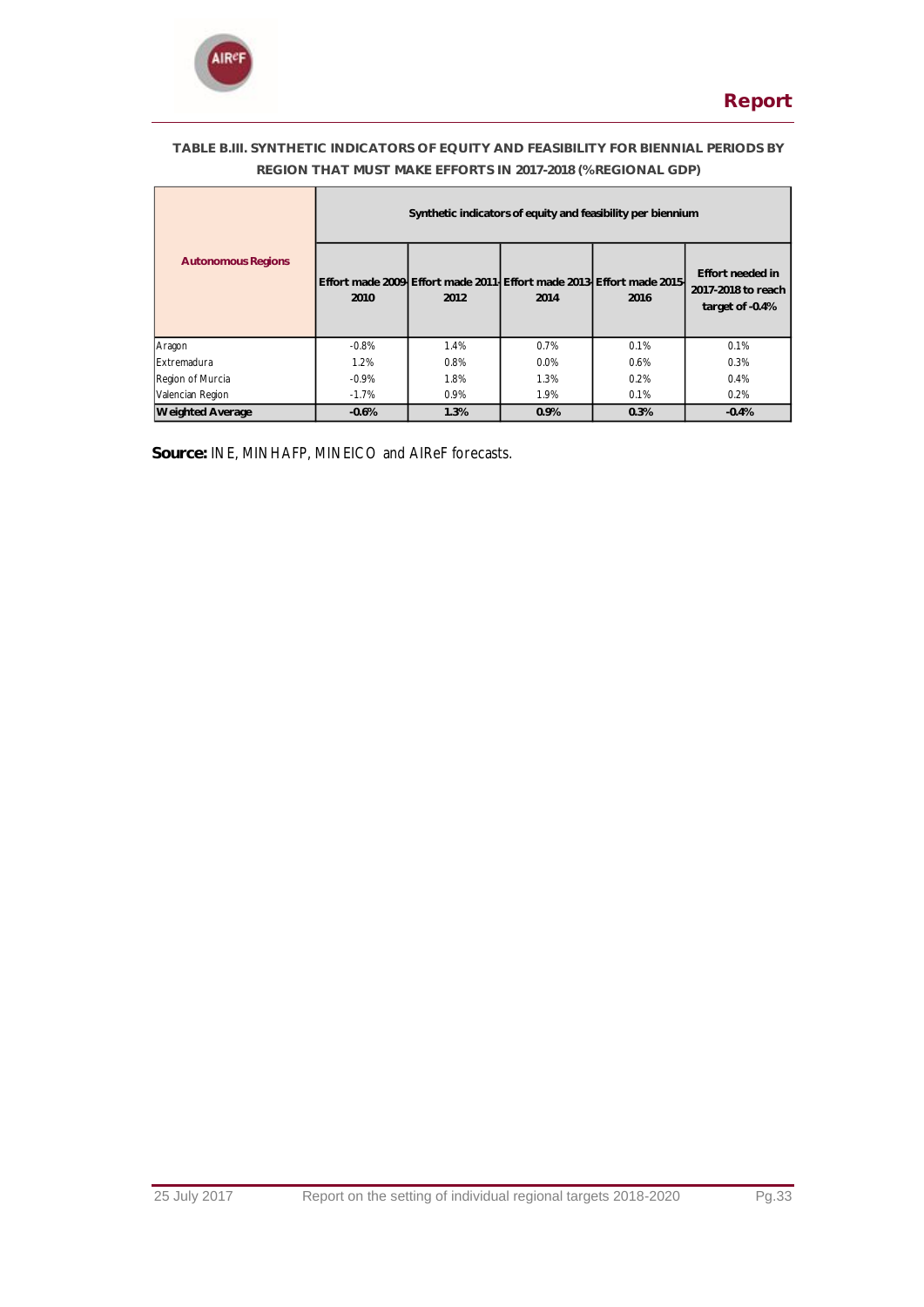**TABLE B.III. SYNTHETIC INDICATORS OF EQUITY AND FEASIBILITY FOR BIENNIAL PERIODS BY REGION THAT MUST MAKE EFFORTS IN 2017-2018 (%REGIONAL GDP)**

| Autonomous Regions | Synthetic indicators of equity and feasibility per biennium | | | | |
|---|---|---|---|---|---|
| | Effort made 2009-2010 | Effort made 2011-2012 | Effort made 2013-2014 | Effort made 2015-2016 | Effort needed in 2017-2018 to reach target of -0.4% |
| Aragon | -0.8% | 1.4% | 0.7% | 0.1% | 0.1% |
| Extremadura | 1.2% | 0.8% | 0.0% | 0.6% | 0.3% |
| Region of Murcia | -0.9% | 1.8% | 1.3% | 0.2% | 0.4% |
| Valencian Region | -1.7% | 0.9% | 1.9% | 0.1% | 0.2% |
| **Weighted Average** | **-0.6%** | **1.3%** | **0.9%** | **0.3%** | **-0.4%** |

**Source:** INE, MINHAFP, MINEICO and AIReF forecasts.